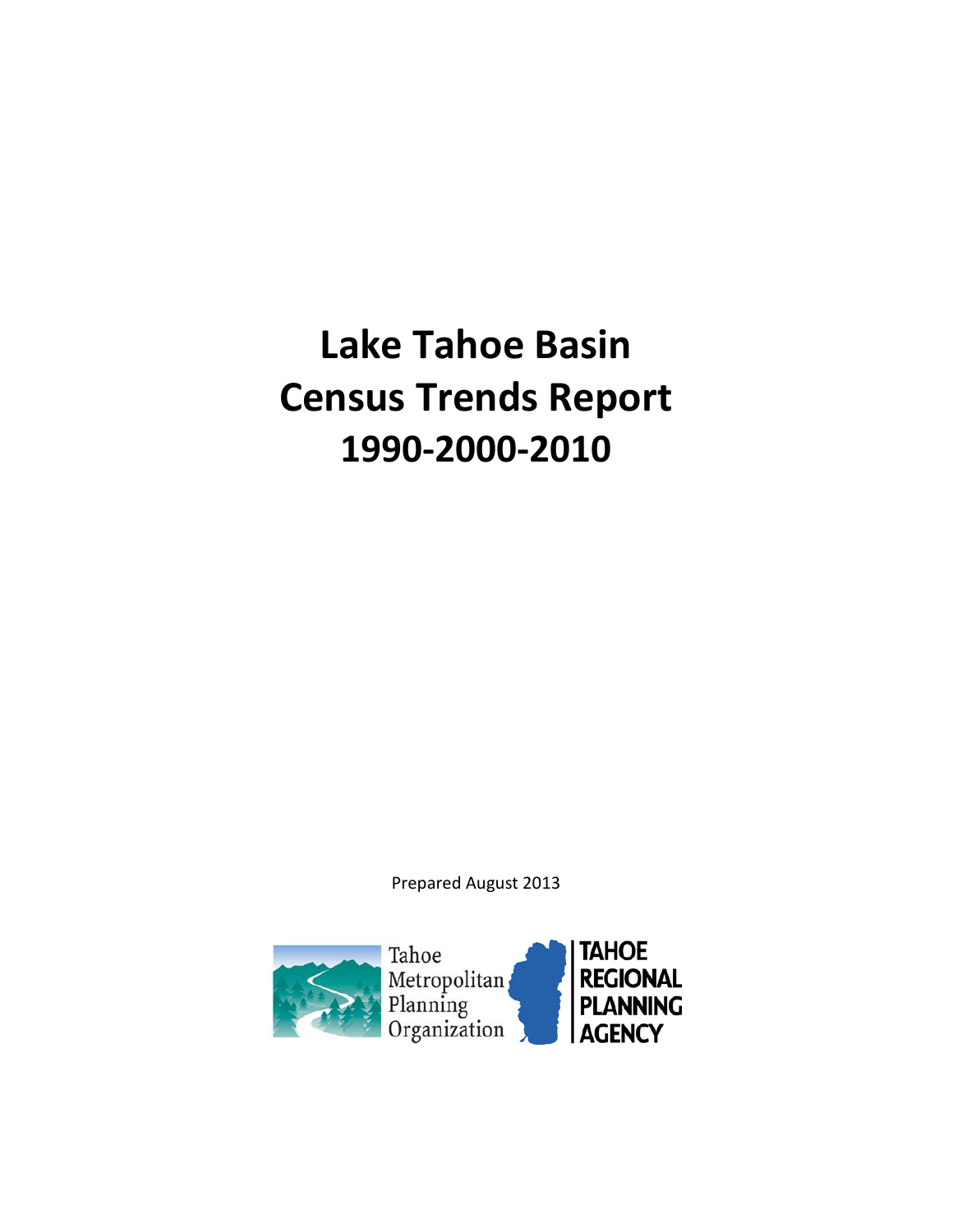# Lake Tahoe Basin Census Trends Report 1990-2000-2010

Prepared August 2013

Tahoe Metropolitan Planning Organization

TAHOE REGIONAL PLANNING AGENCY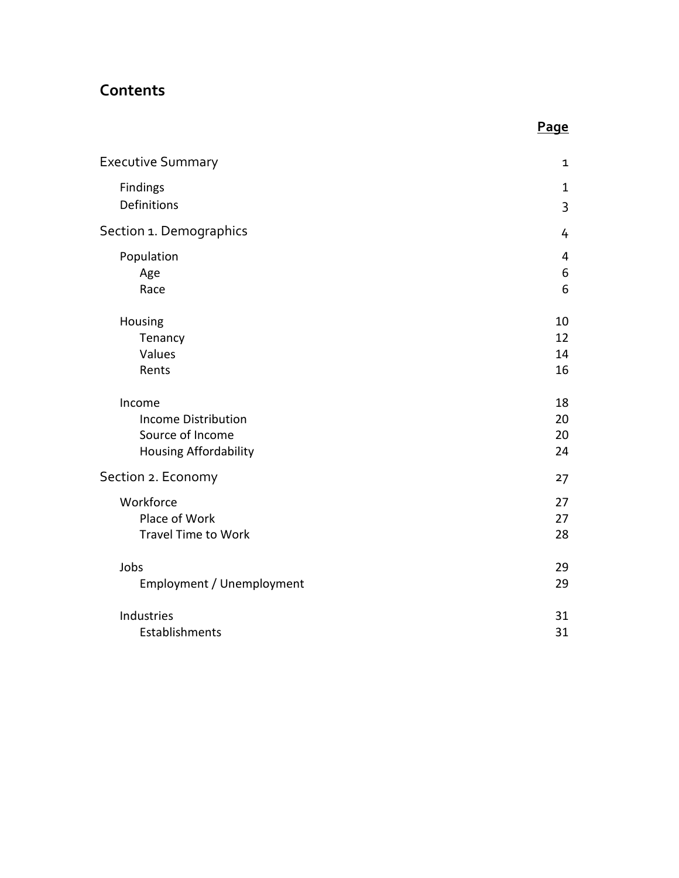# Contents

| | Page |
|---|---|
| Executive Summary | 1 |
| Findings | 1 |
| Definitions | 3 |
| Section 1. Demographics | 4 |
| Population | 4 |
| Age | 6 |
| Race | 6 |
| Housing | 10 |
| Tenancy | 12 |
| Values | 14 |
| Rents | 16 |
| Income | 18 |
| Income Distribution | 20 |
| Source of Income | 20 |
| Housing Affordability | 24 |
| Section 2. Economy | 27 |
| Workforce | 27 |
| Place of Work | 27 |
| Travel Time to Work | 28 |
| Jobs | 29 |
| Employment / Unemployment | 29 |
| Industries | 31 |
| Establishments | 31 |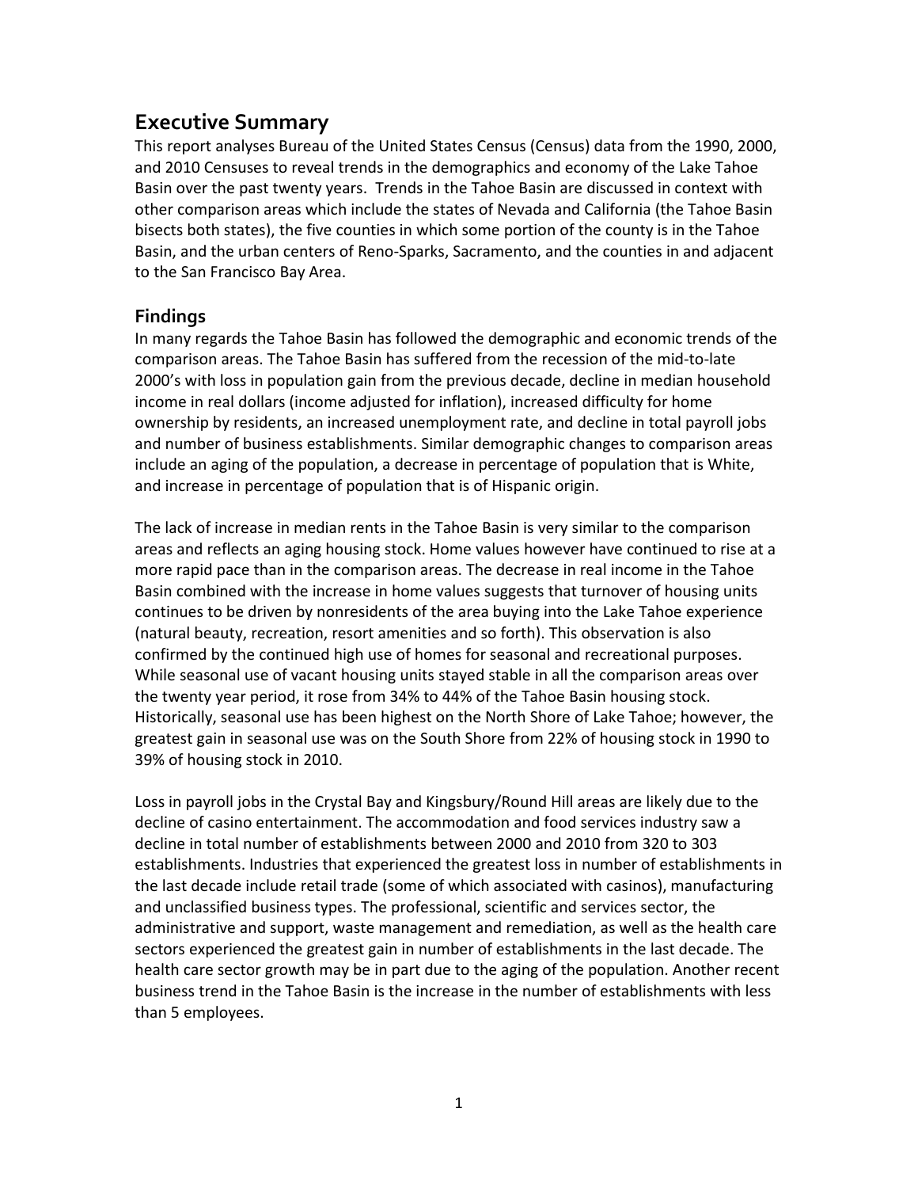## Executive Summary

This report analyses Bureau of the United States Census (Census) data from the 1990, 2000, and 2010 Censuses to reveal trends in the demographics and economy of the Lake Tahoe Basin over the past twenty years. Trends in the Tahoe Basin are discussed in context with other comparison areas which include the states of Nevada and California (the Tahoe Basin bisects both states), the five counties in which some portion of the county is in the Tahoe Basin, and the urban centers of Reno-Sparks, Sacramento, and the counties in and adjacent to the San Francisco Bay Area.

### Findings

In many regards the Tahoe Basin has followed the demographic and economic trends of the comparison areas. The Tahoe Basin has suffered from the recession of the mid-to-late 2000's with loss in population gain from the previous decade, decline in median household income in real dollars (income adjusted for inflation), increased difficulty for home ownership by residents, an increased unemployment rate, and decline in total payroll jobs and number of business establishments. Similar demographic changes to comparison areas include an aging of the population, a decrease in percentage of population that is White, and increase in percentage of population that is of Hispanic origin.

The lack of increase in median rents in the Tahoe Basin is very similar to the comparison areas and reflects an aging housing stock. Home values however have continued to rise at a more rapid pace than in the comparison areas. The decrease in real income in the Tahoe Basin combined with the increase in home values suggests that turnover of housing units continues to be driven by nonresidents of the area buying into the Lake Tahoe experience (natural beauty, recreation, resort amenities and so forth). This observation is also confirmed by the continued high use of homes for seasonal and recreational purposes. While seasonal use of vacant housing units stayed stable in all the comparison areas over the twenty year period, it rose from 34% to 44% of the Tahoe Basin housing stock. Historically, seasonal use has been highest on the North Shore of Lake Tahoe; however, the greatest gain in seasonal use was on the South Shore from 22% of housing stock in 1990 to 39% of housing stock in 2010.

Loss in payroll jobs in the Crystal Bay and Kingsbury/Round Hill areas are likely due to the decline of casino entertainment. The accommodation and food services industry saw a decline in total number of establishments between 2000 and 2010 from 320 to 303 establishments. Industries that experienced the greatest loss in number of establishments in the last decade include retail trade (some of which associated with casinos), manufacturing and unclassified business types. The professional, scientific and services sector, the administrative and support, waste management and remediation, as well as the health care sectors experienced the greatest gain in number of establishments in the last decade. The health care sector growth may be in part due to the aging of the population. Another recent business trend in the Tahoe Basin is the increase in the number of establishments with less than 5 employees.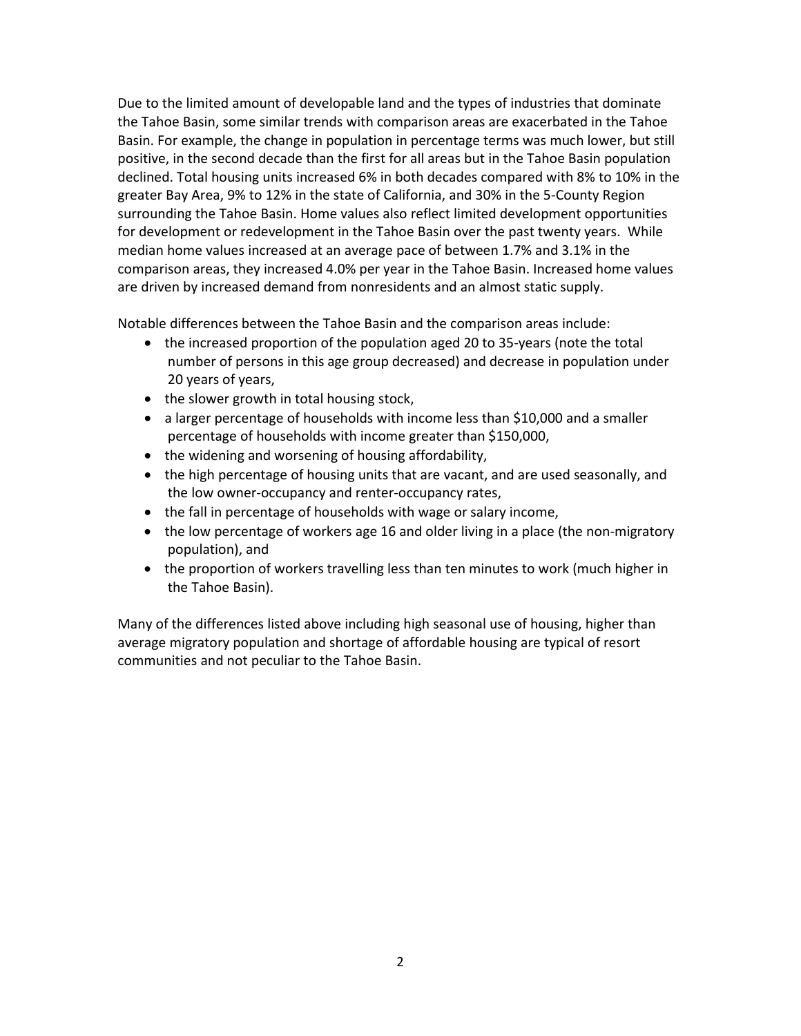Due to the limited amount of developable land and the types of industries that dominate the Tahoe Basin, some similar trends with comparison areas are exacerbated in the Tahoe Basin. For example, the change in population in percentage terms was much lower, but still positive, in the second decade than the first for all areas but in the Tahoe Basin population declined. Total housing units increased 6% in both decades compared with 8% to 10% in the greater Bay Area, 9% to 12% in the state of California, and 30% in the 5-County Region surrounding the Tahoe Basin. Home values also reflect limited development opportunities for development or redevelopment in the Tahoe Basin over the past twenty years. While median home values increased at an average pace of between 1.7% and 3.1% in the comparison areas, they increased 4.0% per year in the Tahoe Basin. Increased home values are driven by increased demand from nonresidents and an almost static supply.

Notable differences between the Tahoe Basin and the comparison areas include:

- the increased proportion of the population aged 20 to 35-years (note the total number of persons in this age group decreased) and decrease in population under 20 years of years,
- the slower growth in total housing stock,
- a larger percentage of households with income less than $10,000 and a smaller percentage of households with income greater than $150,000,
- the widening and worsening of housing affordability,
- the high percentage of housing units that are vacant, and are used seasonally, and the low owner-occupancy and renter-occupancy rates,
- the fall in percentage of households with wage or salary income,
- the low percentage of workers age 16 and older living in a place (the non-migratory population), and
- the proportion of workers travelling less than ten minutes to work (much higher in the Tahoe Basin).

Many of the differences listed above including high seasonal use of housing, higher than average migratory population and shortage of affordable housing are typical of resort communities and not peculiar to the Tahoe Basin.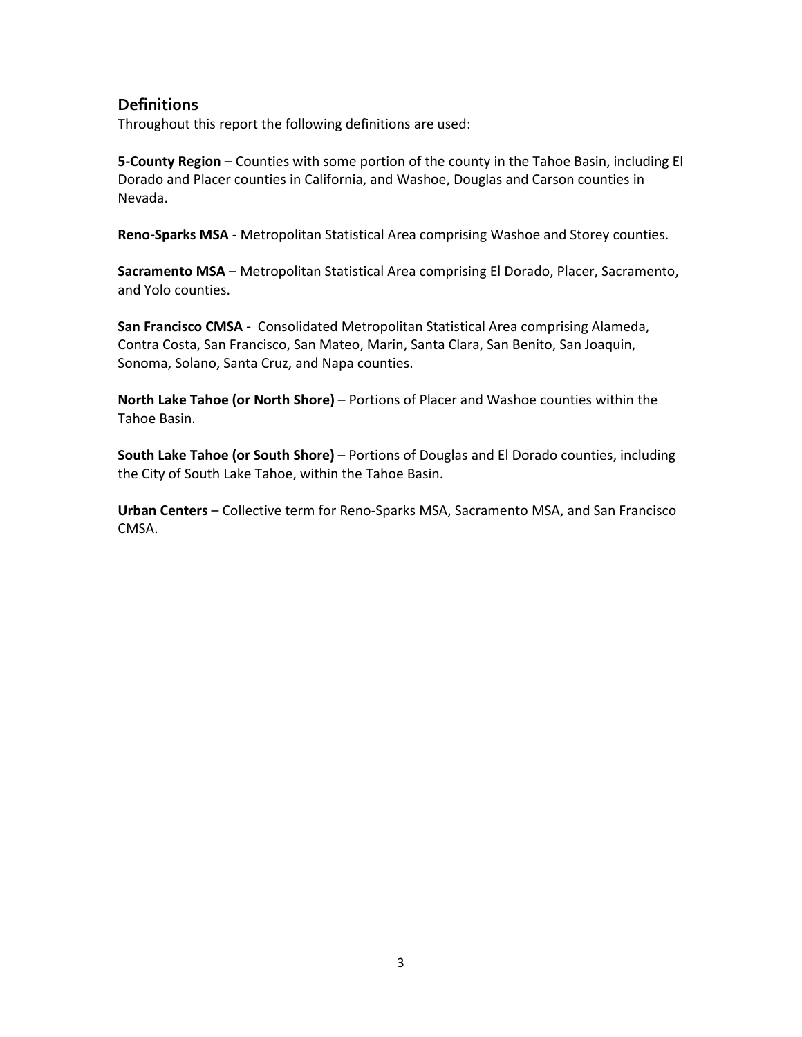## Definitions

Throughout this report the following definitions are used:

**5-County Region** – Counties with some portion of the county in the Tahoe Basin, including El Dorado and Placer counties in California, and Washoe, Douglas and Carson counties in Nevada.

**Reno-Sparks MSA** - Metropolitan Statistical Area comprising Washoe and Storey counties.

**Sacramento MSA** – Metropolitan Statistical Area comprising El Dorado, Placer, Sacramento, and Yolo counties.

**San Francisco CMSA -** Consolidated Metropolitan Statistical Area comprising Alameda, Contra Costa, San Francisco, San Mateo, Marin, Santa Clara, San Benito, San Joaquin, Sonoma, Solano, Santa Cruz, and Napa counties.

**North Lake Tahoe (or North Shore)** – Portions of Placer and Washoe counties within the Tahoe Basin.

**South Lake Tahoe (or South Shore)** – Portions of Douglas and El Dorado counties, including the City of South Lake Tahoe, within the Tahoe Basin.

**Urban Centers** – Collective term for Reno-Sparks MSA, Sacramento MSA, and San Francisco CMSA.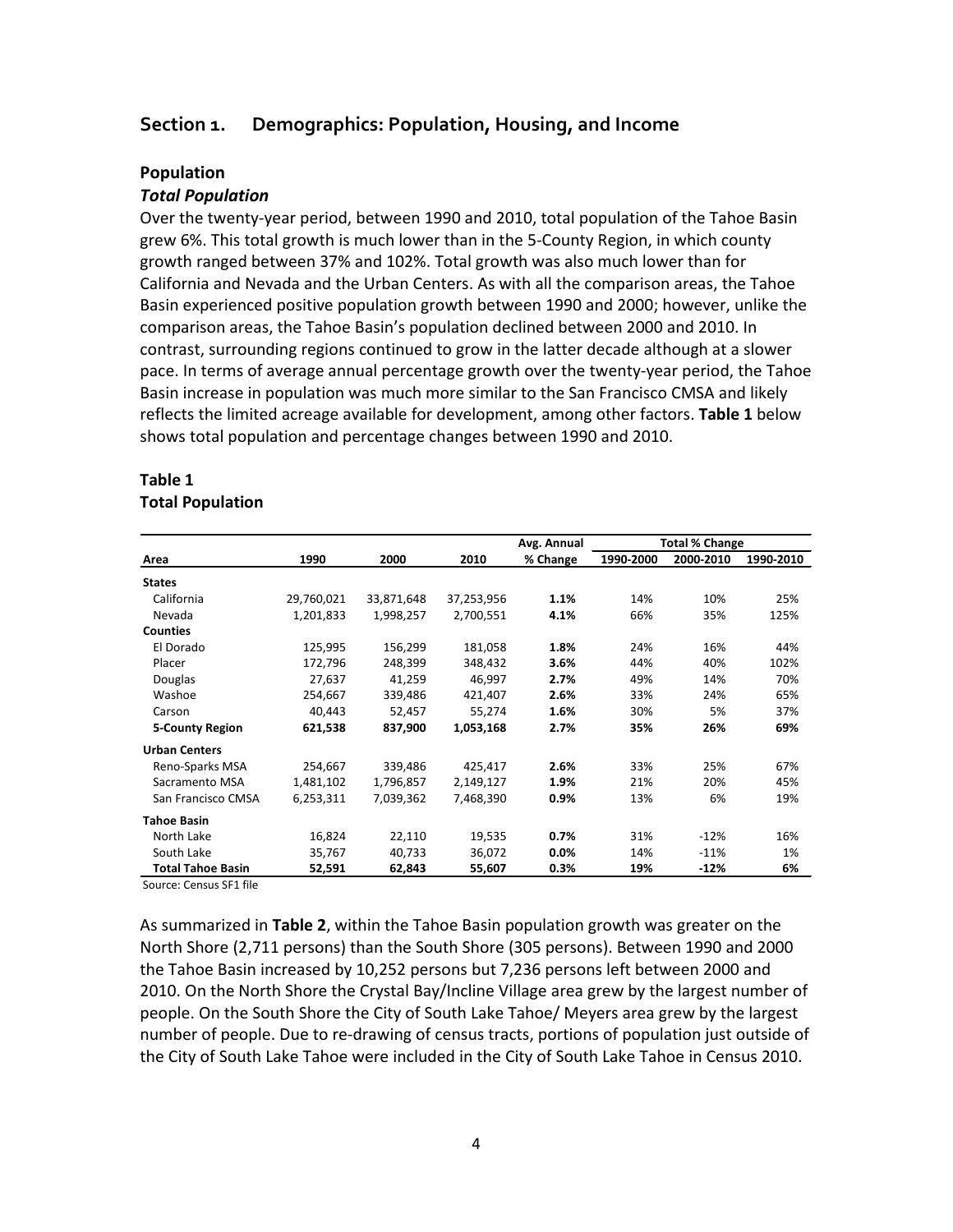## Section 1. Demographics: Population, Housing, and Income

### Population

#### *Total Population*

Over the twenty-year period, between 1990 and 2010, total population of the Tahoe Basin grew 6%. This total growth is much lower than in the 5-County Region, in which county growth ranged between 37% and 102%. Total growth was also much lower than for California and Nevada and the Urban Centers. As with all the comparison areas, the Tahoe Basin experienced positive population growth between 1990 and 2000; however, unlike the comparison areas, the Tahoe Basin's population declined between 2000 and 2010. In contrast, surrounding regions continued to grow in the latter decade although at a slower pace. In terms of average annual percentage growth over the twenty-year period, the Tahoe Basin increase in population was much more similar to the San Francisco CMSA and likely reflects the limited acreage available for development, among other factors. **Table 1** below shows total population and percentage changes between 1990 and 2010.

**Table 1**
**Total Population**

| Area | 1990 | 2000 | 2010 | Avg. Annual % Change | Total % Change 1990-2000 | Total % Change 2000-2010 | Total % Change 1990-2010 |
|---|---|---|---|---|---|---|---|
| **States** | | | | | | | |
| California | 29,760,021 | 33,871,648 | 37,253,956 | **1.1%** | 14% | 10% | 25% |
| Nevada | 1,201,833 | 1,998,257 | 2,700,551 | **4.1%** | 66% | 35% | 125% |
| **Counties** | | | | | | | |
| El Dorado | 125,995 | 156,299 | 181,058 | **1.8%** | 24% | 16% | 44% |
| Placer | 172,796 | 248,399 | 348,432 | **3.6%** | 44% | 40% | 102% |
| Douglas | 27,637 | 41,259 | 46,997 | **2.7%** | 49% | 14% | 70% |
| Washoe | 254,667 | 339,486 | 421,407 | **2.6%** | 33% | 24% | 65% |
| Carson | 40,443 | 52,457 | 55,274 | **1.6%** | 30% | 5% | 37% |
| **5-County Region** | **621,538** | **837,900** | **1,053,168** | **2.7%** | **35%** | **26%** | **69%** |
| **Urban Centers** | | | | | | | |
| Reno-Sparks MSA | 254,667 | 339,486 | 425,417 | **2.6%** | 33% | 25% | 67% |
| Sacramento MSA | 1,481,102 | 1,796,857 | 2,149,127 | **1.9%** | 21% | 20% | 45% |
| San Francisco CMSA | 6,253,311 | 7,039,362 | 7,468,390 | **0.9%** | 13% | 6% | 19% |
| **Tahoe Basin** | | | | | | | |
| North Lake | 16,824 | 22,110 | 19,535 | **0.7%** | 31% | -12% | 16% |
| South Lake | 35,767 | 40,733 | 36,072 | **0.0%** | 14% | -11% | 1% |
| **Total Tahoe Basin** | **52,591** | **62,843** | **55,607** | **0.3%** | **19%** | **-12%** | **6%** |

Source: Census SF1 file

As summarized in **Table 2**, within the Tahoe Basin population growth was greater on the North Shore (2,711 persons) than the South Shore (305 persons). Between 1990 and 2000 the Tahoe Basin increased by 10,252 persons but 7,236 persons left between 2000 and 2010. On the North Shore the Crystal Bay/Incline Village area grew by the largest number of people. On the South Shore the City of South Lake Tahoe/ Meyers area grew by the largest number of people. Due to re-drawing of census tracts, portions of population just outside of the City of South Lake Tahoe were included in the City of South Lake Tahoe in Census 2010.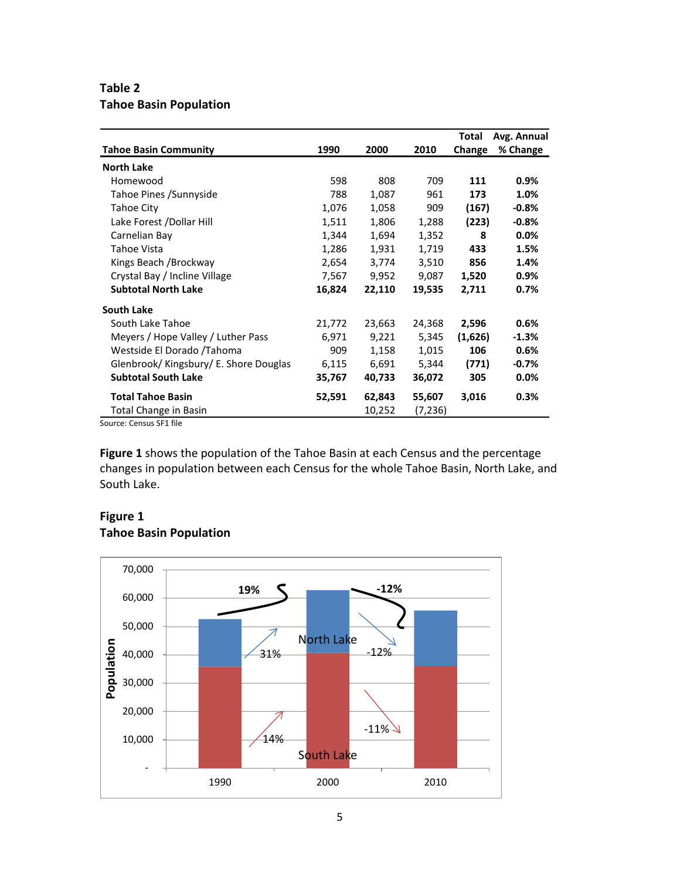**Table 2**
**Tahoe Basin Population**

| Tahoe Basin Community | 1990 | 2000 | 2010 | Total Change | Avg. Annual % Change |
|---|---|---|---|---|---|
| **North Lake** | | | | | |
| Homewood | 598 | 808 | 709 | **111** | **0.9%** |
| Tahoe Pines /Sunnyside | 788 | 1,087 | 961 | **173** | **1.0%** |
| Tahoe City | 1,076 | 1,058 | 909 | **(167)** | **-0.8%** |
| Lake Forest /Dollar Hill | 1,511 | 1,806 | 1,288 | **(223)** | **-0.8%** |
| Carnelian Bay | 1,344 | 1,694 | 1,352 | **8** | **0.0%** |
| Tahoe Vista | 1,286 | 1,931 | 1,719 | **433** | **1.5%** |
| Kings Beach /Brockway | 2,654 | 3,774 | 3,510 | **856** | **1.4%** |
| Crystal Bay / Incline Village | 7,567 | 9,952 | 9,087 | **1,520** | **0.9%** |
| **Subtotal North Lake** | **16,824** | **22,110** | **19,535** | **2,711** | **0.7%** |
| **South Lake** | | | | | |
| South Lake Tahoe | 21,772 | 23,663 | 24,368 | **2,596** | **0.6%** |
| Meyers / Hope Valley / Luther Pass | 6,971 | 9,221 | 5,345 | **(1,626)** | **-1.3%** |
| Westside El Dorado /Tahoma | 909 | 1,158 | 1,015 | **106** | **0.6%** |
| Glenbrook/ Kingsbury/ E. Shore Douglas | 6,115 | 6,691 | 5,344 | **(771)** | **-0.7%** |
| **Subtotal South Lake** | **35,767** | **40,733** | **36,072** | **305** | **0.0%** |
| **Total Tahoe Basin** | **52,591** | **62,843** | **55,607** | **3,016** | **0.3%** |
| Total Change in Basin | | 10,252 | (7,236) | | |

Source: Census SF1 file

**Figure 1** shows the population of the Tahoe Basin at each Census and the percentage changes in population between each Census for the whole Tahoe Basin, North Lake, and South Lake.

**Figure 1**
**Tahoe Basin Population**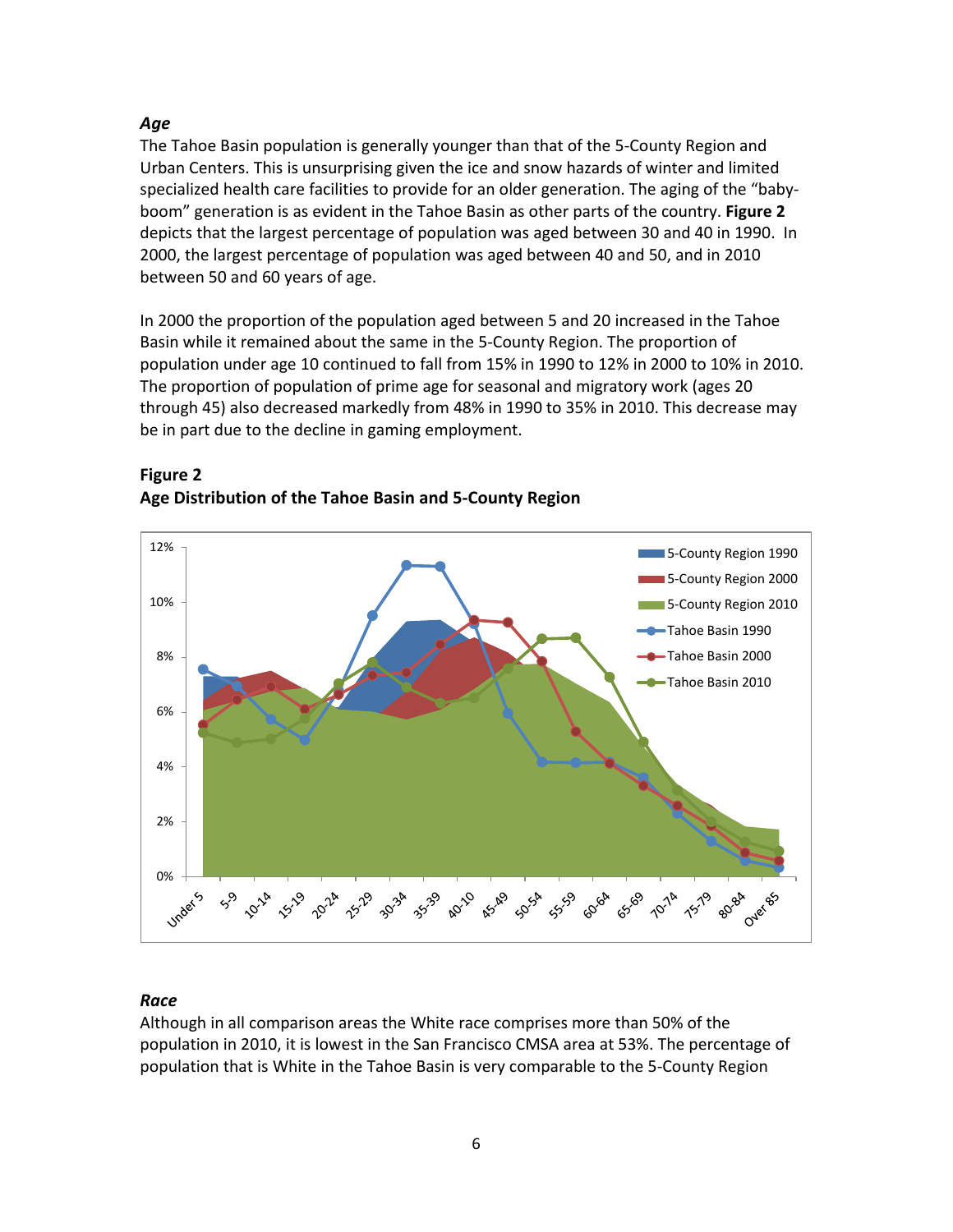### *Age*

The Tahoe Basin population is generally younger than that of the 5-County Region and Urban Centers. This is unsurprising given the ice and snow hazards of winter and limited specialized health care facilities to provide for an older generation. The aging of the "baby-boom" generation is as evident in the Tahoe Basin as other parts of the country. **Figure 2** depicts that the largest percentage of population was aged between 30 and 40 in 1990. In 2000, the largest percentage of population was aged between 40 and 50, and in 2010 between 50 and 60 years of age.

In 2000 the proportion of the population aged between 5 and 20 increased in the Tahoe Basin while it remained about the same in the 5-County Region. The proportion of population under age 10 continued to fall from 15% in 1990 to 12% in 2000 to 10% in 2010. The proportion of population of prime age for seasonal and migratory work (ages 20 through 45) also decreased markedly from 48% in 1990 to 35% in 2010. This decrease may be in part due to the decline in gaming employment.

**Figure 2**
**Age Distribution of the Tahoe Basin and 5-County Region**

### *Race*

Although in all comparison areas the White race comprises more than 50% of the population in 2010, it is lowest in the San Francisco CMSA area at 53%. The percentage of population that is White in the Tahoe Basin is very comparable to the 5-County Region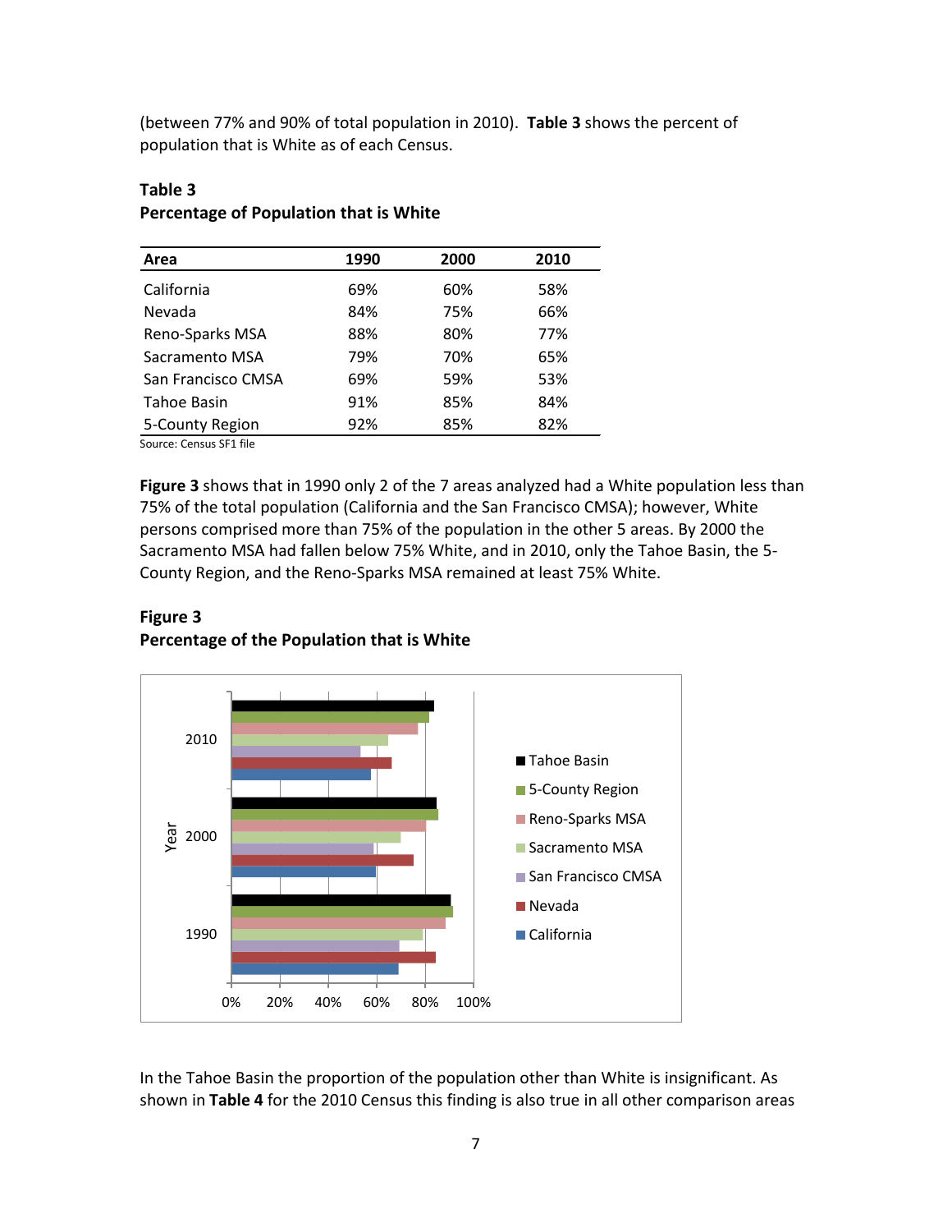(between 77% and 90% of total population in 2010). **Table 3** shows the percent of population that is White as of each Census.

**Table 3**
**Percentage of Population that is White**

| Area | 1990 | 2000 | 2010 |
|---|---|---|---|
| California | 69% | 60% | 58% |
| Nevada | 84% | 75% | 66% |
| Reno-Sparks MSA | 88% | 80% | 77% |
| Sacramento MSA | 79% | 70% | 65% |
| San Francisco CMSA | 69% | 59% | 53% |
| Tahoe Basin | 91% | 85% | 84% |
| 5-County Region | 92% | 85% | 82% |

Source: Census SF1 file

**Figure 3** shows that in 1990 only 2 of the 7 areas analyzed had a White population less than 75% of the total population (California and the San Francisco CMSA); however, White persons comprised more than 75% of the population in the other 5 areas. By 2000 the Sacramento MSA had fallen below 75% White, and in 2010, only the Tahoe Basin, the 5-County Region, and the Reno-Sparks MSA remained at least 75% White.

**Figure 3**
**Percentage of the Population that is White**

In the Tahoe Basin the proportion of the population other than White is insignificant. As shown in **Table 4** for the 2010 Census this finding is also true in all other comparison areas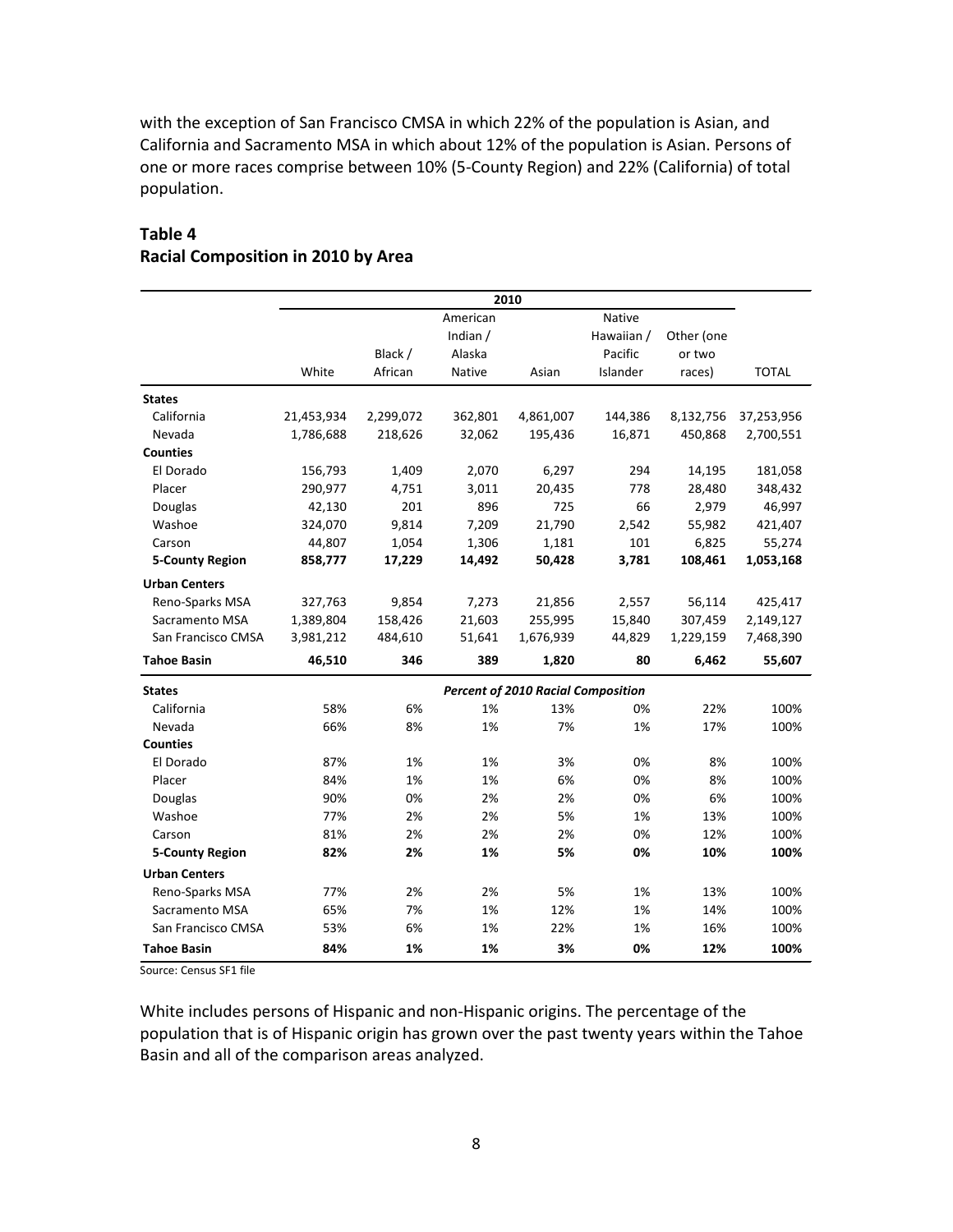with the exception of San Francisco CMSA in which 22% of the population is Asian, and California and Sacramento MSA in which about 12% of the population is Asian. Persons of one or more races comprise between 10% (5-County Region) and 22% (California) of total population.

**Table 4**
**Racial Composition in 2010 by Area**

| | 2010 | | | | | | |
|---|---|---|---|---|---|---|---|
| | White | Black / African | American Indian / Alaska Native | Asian | Native Hawaiian / Pacific Islander | Other (one or two races) | TOTAL |
| **States** | | | | | | | |
| California | 21,453,934 | 2,299,072 | 362,801 | 4,861,007 | 144,386 | 8,132,756 | 37,253,956 |
| Nevada | 1,786,688 | 218,626 | 32,062 | 195,436 | 16,871 | 450,868 | 2,700,551 |
| **Counties** | | | | | | | |
| El Dorado | 156,793 | 1,409 | 2,070 | 6,297 | 294 | 14,195 | 181,058 |
| Placer | 290,977 | 4,751 | 3,011 | 20,435 | 778 | 28,480 | 348,432 |
| Douglas | 42,130 | 201 | 896 | 725 | 66 | 2,979 | 46,997 |
| Washoe | 324,070 | 9,814 | 7,209 | 21,790 | 2,542 | 55,982 | 421,407 |
| Carson | 44,807 | 1,054 | 1,306 | 1,181 | 101 | 6,825 | 55,274 |
| **5-County Region** | **858,777** | **17,229** | **14,492** | **50,428** | **3,781** | **108,461** | **1,053,168** |
| **Urban Centers** | | | | | | | |
| Reno-Sparks MSA | 327,763 | 9,854 | 7,273 | 21,856 | 2,557 | 56,114 | 425,417 |
| Sacramento MSA | 1,389,804 | 158,426 | 21,603 | 255,995 | 15,840 | 307,459 | 2,149,127 |
| San Francisco CMSA | 3,981,212 | 484,610 | 51,641 | 1,676,939 | 44,829 | 1,229,159 | 7,468,390 |
| **Tahoe Basin** | **46,510** | **346** | **389** | **1,820** | **80** | **6,462** | **55,607** |
| **States** | | | ***Percent of 2010 Racial Composition*** | | | | |
| California | 58% | 6% | 1% | 13% | 0% | 22% | 100% |
| Nevada | 66% | 8% | 1% | 7% | 1% | 17% | 100% |
| **Counties** | | | | | | | |
| El Dorado | 87% | 1% | 1% | 3% | 0% | 8% | 100% |
| Placer | 84% | 1% | 1% | 6% | 0% | 8% | 100% |
| Douglas | 90% | 0% | 2% | 2% | 0% | 6% | 100% |
| Washoe | 77% | 2% | 2% | 5% | 1% | 13% | 100% |
| Carson | 81% | 2% | 2% | 2% | 0% | 12% | 100% |
| **5-County Region** | **82%** | **2%** | **1%** | **5%** | **0%** | **10%** | **100%** |
| **Urban Centers** | | | | | | | |
| Reno-Sparks MSA | 77% | 2% | 2% | 5% | 1% | 13% | 100% |
| Sacramento MSA | 65% | 7% | 1% | 12% | 1% | 14% | 100% |
| San Francisco CMSA | 53% | 6% | 1% | 22% | 1% | 16% | 100% |
| **Tahoe Basin** | **84%** | **1%** | **1%** | **3%** | **0%** | **12%** | **100%** |

Source: Census SF1 file

White includes persons of Hispanic and non-Hispanic origins. The percentage of the population that is of Hispanic origin has grown over the past twenty years within the Tahoe Basin and all of the comparison areas analyzed.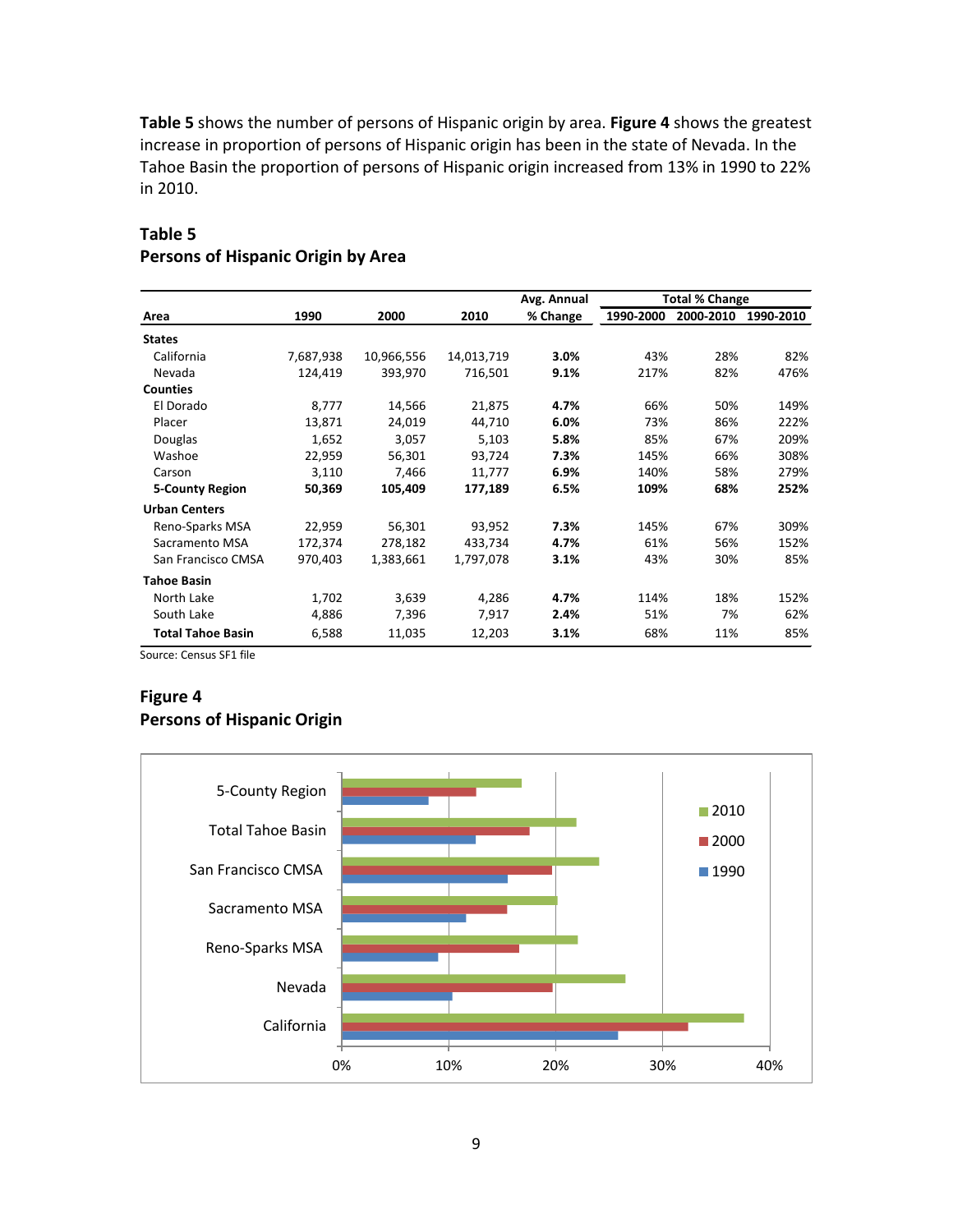**Table 5** shows the number of persons of Hispanic origin by area. **Figure 4** shows the greatest increase in proportion of persons of Hispanic origin has been in the state of Nevada. In the Tahoe Basin the proportion of persons of Hispanic origin increased from 13% in 1990 to 22% in 2010.

## Table 5
## Persons of Hispanic Origin by Area

| Area | 1990 | 2000 | 2010 | Avg. Annual % Change | Total % Change 1990-2000 | Total % Change 2000-2010 | Total % Change 1990-2010 |
|---|---|---|---|---|---|---|---|
| **States** | | | | | | | |
| California | 7,687,938 | 10,966,556 | 14,013,719 | **3.0%** | 43% | 28% | 82% |
| Nevada | 124,419 | 393,970 | 716,501 | **9.1%** | 217% | 82% | 476% |
| **Counties** | | | | | | | |
| El Dorado | 8,777 | 14,566 | 21,875 | **4.7%** | 66% | 50% | 149% |
| Placer | 13,871 | 24,019 | 44,710 | **6.0%** | 73% | 86% | 222% |
| Douglas | 1,652 | 3,057 | 5,103 | **5.8%** | 85% | 67% | 209% |
| Washoe | 22,959 | 56,301 | 93,724 | **7.3%** | 145% | 66% | 308% |
| Carson | 3,110 | 7,466 | 11,777 | **6.9%** | 140% | 58% | 279% |
| **5-County Region** | **50,369** | **105,409** | **177,189** | **6.5%** | **109%** | **68%** | **252%** |
| **Urban Centers** | | | | | | | |
| Reno-Sparks MSA | 22,959 | 56,301 | 93,952 | **7.3%** | 145% | 67% | 309% |
| Sacramento MSA | 172,374 | 278,182 | 433,734 | **4.7%** | 61% | 56% | 152% |
| San Francisco CMSA | 970,403 | 1,383,661 | 1,797,078 | **3.1%** | 43% | 30% | 85% |
| **Tahoe Basin** | | | | | | | |
| North Lake | 1,702 | 3,639 | 4,286 | **4.7%** | 114% | 18% | 152% |
| South Lake | 4,886 | 7,396 | 7,917 | **2.4%** | 51% | 7% | 62% |
| **Total Tahoe Basin** | 6,588 | 11,035 | 12,203 | **3.1%** | 68% | 11% | 85% |

Source: Census SF1 file

## Figure 4
## Persons of Hispanic Origin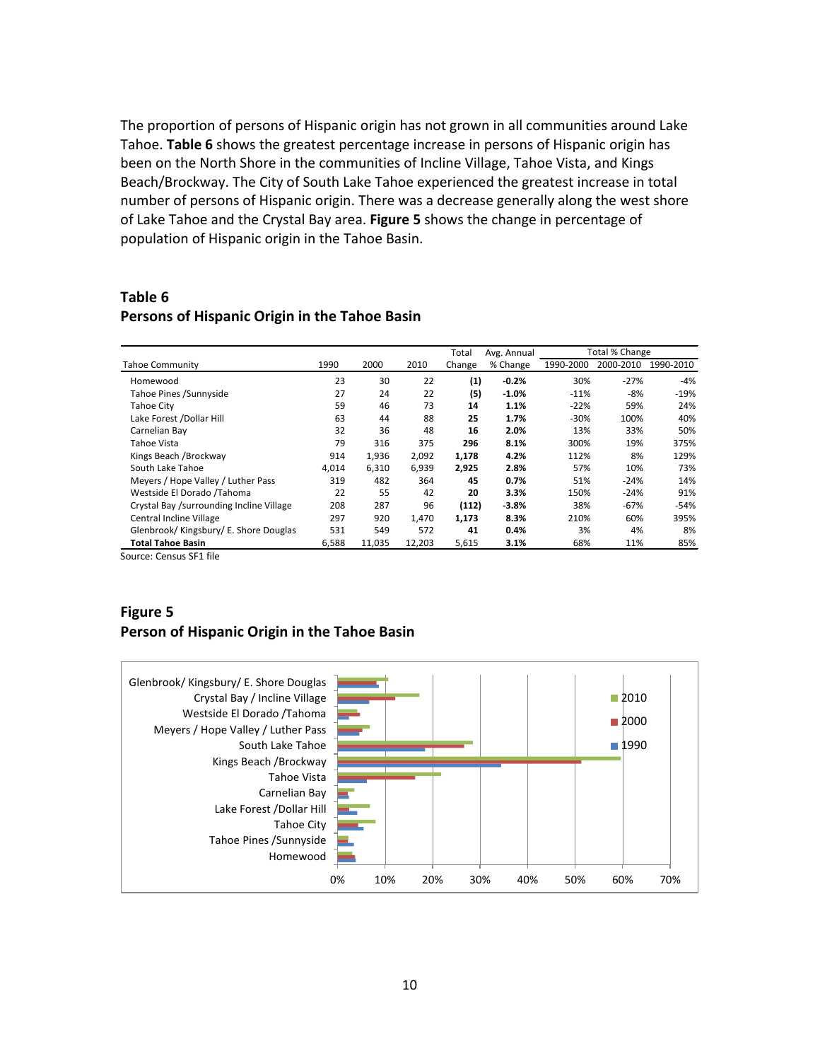The proportion of persons of Hispanic origin has not grown in all communities around Lake Tahoe. **Table 6** shows the greatest percentage increase in persons of Hispanic origin has been on the North Shore in the communities of Incline Village, Tahoe Vista, and Kings Beach/Brockway. The City of South Lake Tahoe experienced the greatest increase in total number of persons of Hispanic origin. There was a decrease generally along the west shore of Lake Tahoe and the Crystal Bay area. **Figure 5** shows the change in percentage of population of Hispanic origin in the Tahoe Basin.

## Table 6
## Persons of Hispanic Origin in the Tahoe Basin

| Tahoe Community | 1990 | 2000 | 2010 | Total Change | Avg. Annual % Change | Total % Change 1990-2000 | 2000-2010 | 1990-2010 |
|---|---|---|---|---|---|---|---|---|
| Homewood | 23 | 30 | 22 | **(1)** | **-0.2%** | 30% | -27% | -4% |
| Tahoe Pines /Sunnyside | 27 | 24 | 22 | **(5)** | **-1.0%** | -11% | -8% | -19% |
| Tahoe City | 59 | 46 | 73 | **14** | **1.1%** | -22% | 59% | 24% |
| Lake Forest /Dollar Hill | 63 | 44 | 88 | **25** | **1.7%** | -30% | 100% | 40% |
| Carnelian Bay | 32 | 36 | 48 | **16** | **2.0%** | 13% | 33% | 50% |
| Tahoe Vista | 79 | 316 | 375 | **296** | **8.1%** | 300% | 19% | 375% |
| Kings Beach /Brockway | 914 | 1,936 | 2,092 | **1,178** | **4.2%** | 112% | 8% | 129% |
| South Lake Tahoe | 4,014 | 6,310 | 6,939 | **2,925** | **2.8%** | 57% | 10% | 73% |
| Meyers / Hope Valley / Luther Pass | 319 | 482 | 364 | **45** | **0.7%** | 51% | -24% | 14% |
| Westside El Dorado /Tahoma | 22 | 55 | 42 | **20** | **3.3%** | 150% | -24% | 91% |
| Crystal Bay /surrounding Incline Village | 208 | 287 | 96 | **(112)** | **-3.8%** | 38% | -67% | -54% |
| Central Incline Village | 297 | 920 | 1,470 | **1,173** | **8.3%** | 210% | 60% | 395% |
| Glenbrook/ Kingsbury/ E. Shore Douglas | 531 | 549 | 572 | **41** | **0.4%** | 3% | 4% | 8% |
| **Total Tahoe Basin** | 6,588 | 11,035 | 12,203 | **5,615** | **3.1%** | 68% | 11% | 85% |

Source: Census SF1 file

## Figure 5
## Person of Hispanic Origin in the Tahoe Basin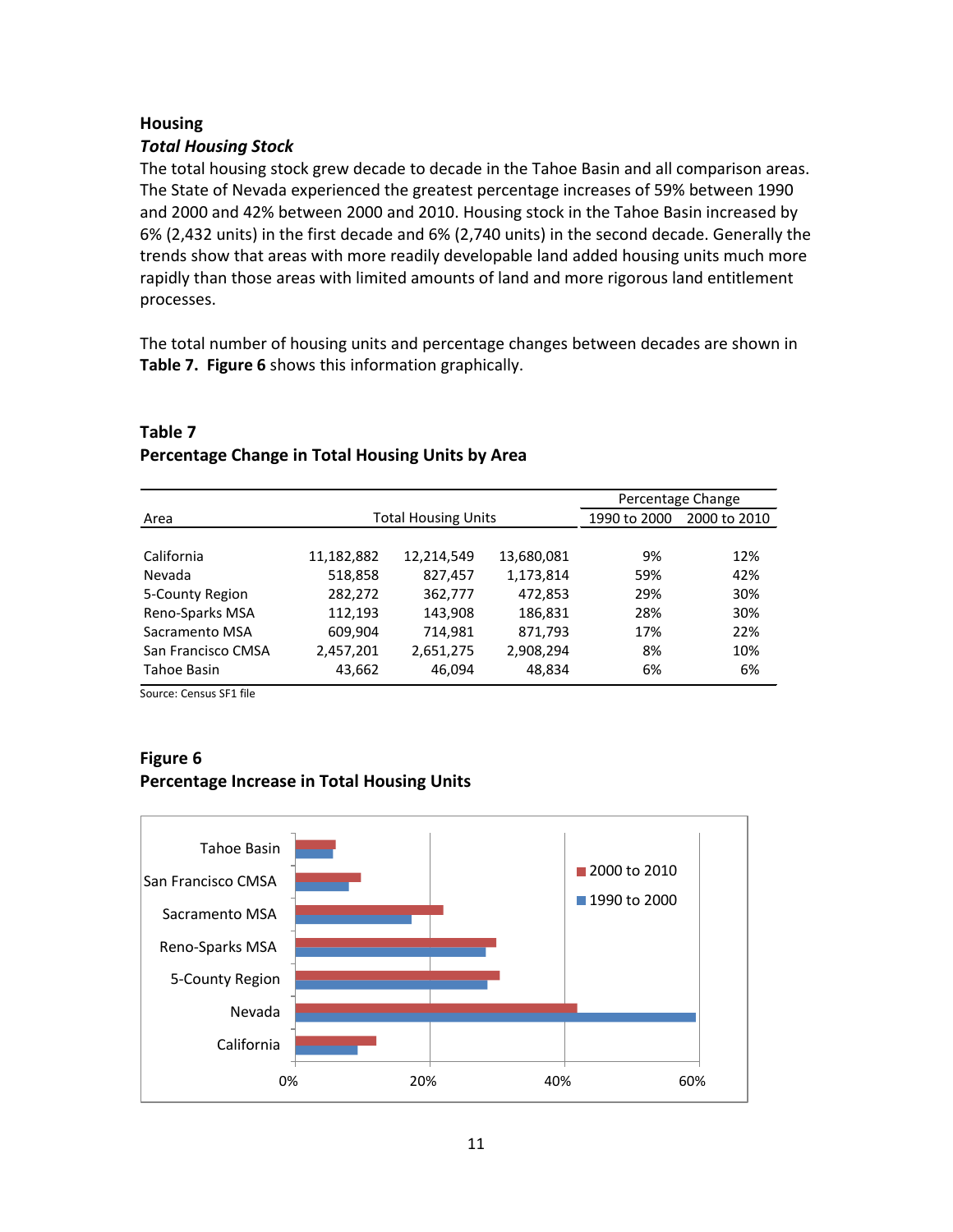## Housing

### *Total Housing Stock*

The total housing stock grew decade to decade in the Tahoe Basin and all comparison areas. The State of Nevada experienced the greatest percentage increases of 59% between 1990 and 2000 and 42% between 2000 and 2010. Housing stock in the Tahoe Basin increased by 6% (2,432 units) in the first decade and 6% (2,740 units) in the second decade. Generally the trends show that areas with more readily developable land added housing units much more rapidly than those areas with limited amounts of land and more rigorous land entitlement processes.

The total number of housing units and percentage changes between decades are shown in **Table 7.** **Figure 6** shows this information graphically.

**Table 7**
**Percentage Change in Total Housing Units by Area**

| Area | Total Housing Units | | | Percentage Change | |
|---|---|---|---|---|---|
| | | | | 1990 to 2000 | 2000 to 2010 |
| California | 11,182,882 | 12,214,549 | 13,680,081 | 9% | 12% |
| Nevada | 518,858 | 827,457 | 1,173,814 | 59% | 42% |
| 5-County Region | 282,272 | 362,777 | 472,853 | 29% | 30% |
| Reno-Sparks MSA | 112,193 | 143,908 | 186,831 | 28% | 30% |
| Sacramento MSA | 609,904 | 714,981 | 871,793 | 17% | 22% |
| San Francisco CMSA | 2,457,201 | 2,651,275 | 2,908,294 | 8% | 10% |
| Tahoe Basin | 43,662 | 46,094 | 48,834 | 6% | 6% |

Source: Census SF1 file

**Figure 6**
**Percentage Increase in Total Housing Units**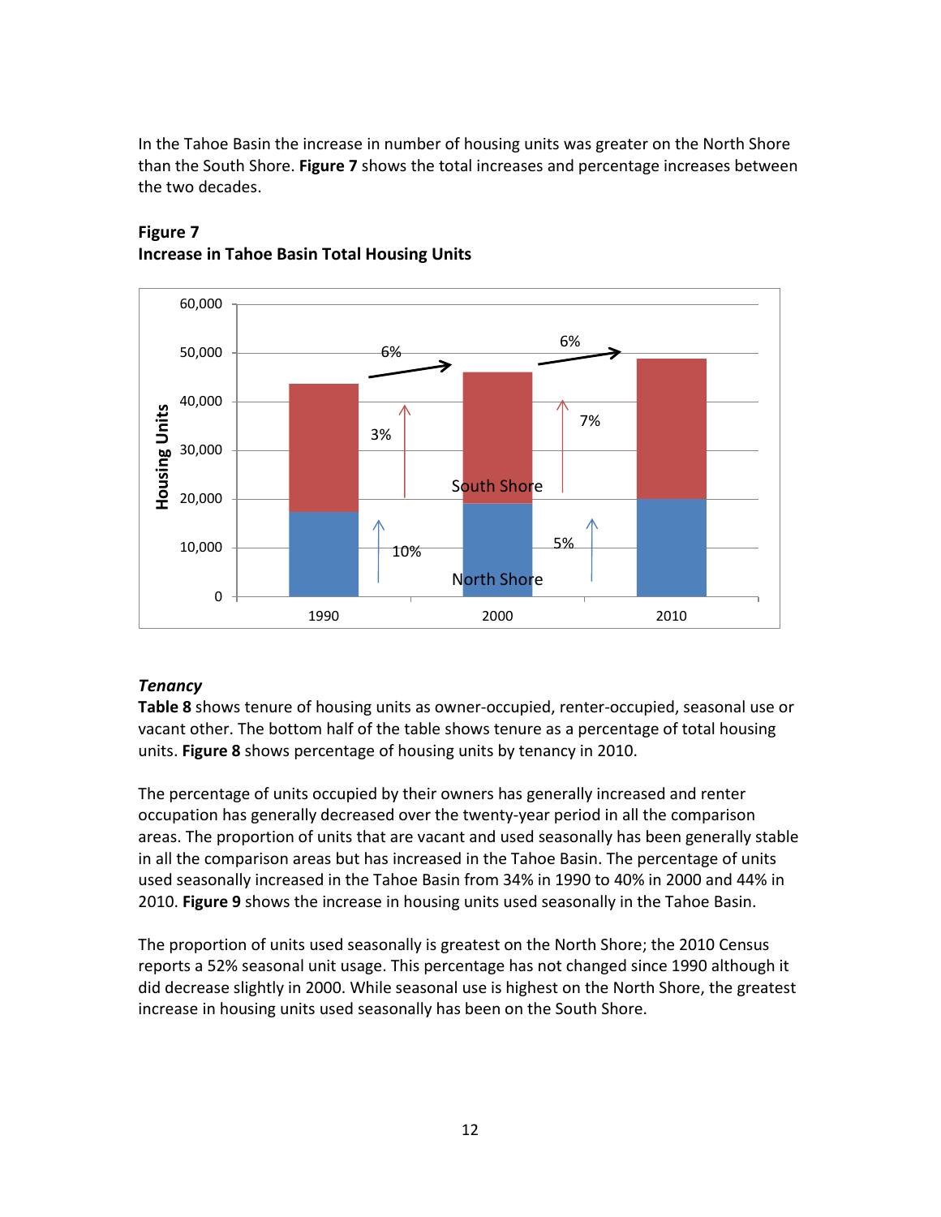In the Tahoe Basin the increase in number of housing units was greater on the North Shore than the South Shore. **Figure 7** shows the total increases and percentage increases between the two decades.

**Figure 7**
**Increase in Tahoe Basin Total Housing Units**

Housing Units

60,000
50,000
40,000
30,000
20,000
10,000
0

1990 2000 2010

6% 6%

3% 7%

10% 5%

South Shore

North Shore

### *Tenancy*

**Table 8** shows tenure of housing units as owner-occupied, renter-occupied, seasonal use or vacant other. The bottom half of the table shows tenure as a percentage of total housing units. **Figure 8** shows percentage of housing units by tenancy in 2010.

The percentage of units occupied by their owners has generally increased and renter occupation has generally decreased over the twenty-year period in all the comparison areas. The proportion of units that are vacant and used seasonally has been generally stable in all the comparison areas but has increased in the Tahoe Basin. The percentage of units used seasonally increased in the Tahoe Basin from 34% in 1990 to 40% in 2000 and 44% in 2010. **Figure 9** shows the increase in housing units used seasonally in the Tahoe Basin.

The proportion of units used seasonally is greatest on the North Shore; the 2010 Census reports a 52% seasonal unit usage. This percentage has not changed since 1990 although it did decrease slightly in 2000. While seasonal use is highest on the North Shore, the greatest increase in housing units used seasonally has been on the South Shore.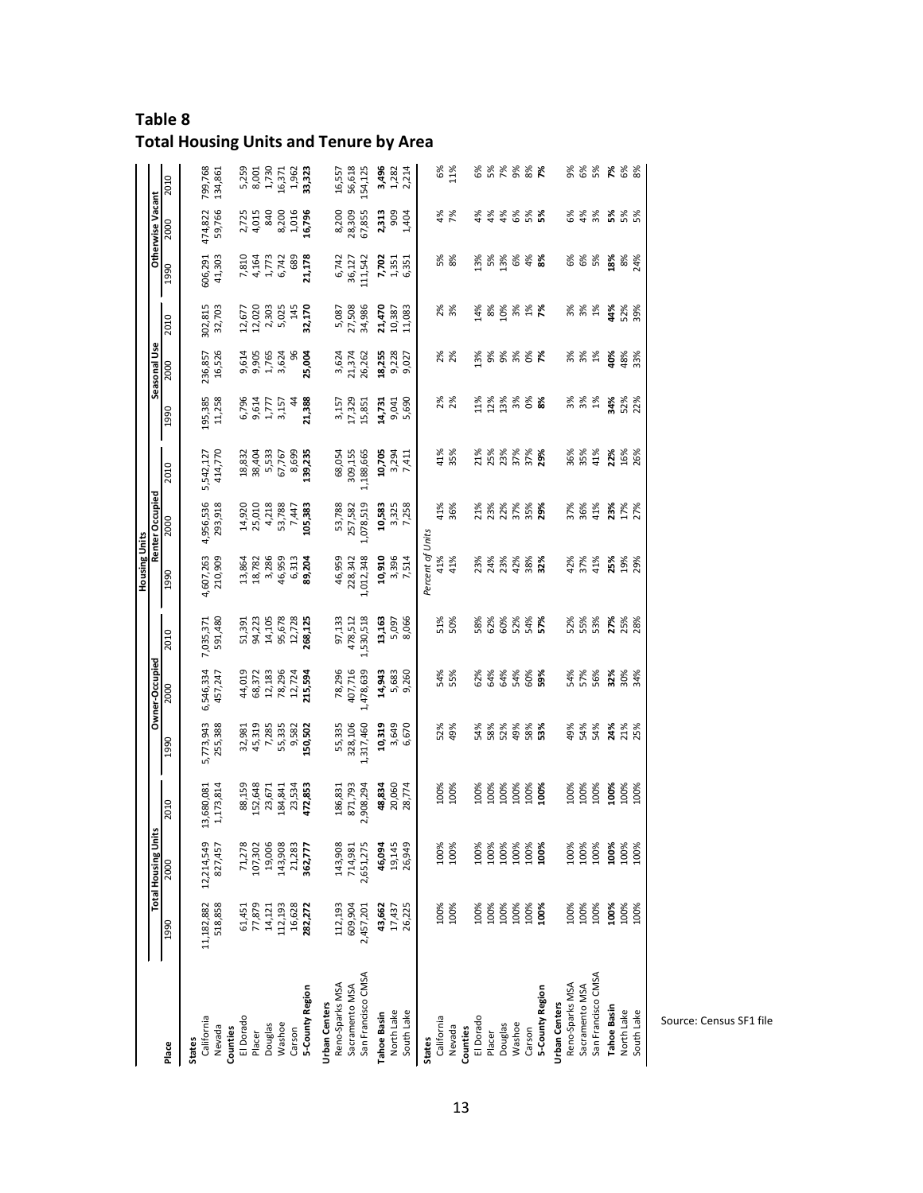# Table 8
## Total Housing Units and Tenure by Area

| Place | Total Housing Units | | | Owner-Occupied | | | Renter Occupied | | | Seasonal Use | | | Otherwise Vacant | | |
|---|---|---|---|---|---|---|---|---|---|---|---|---|---|---|---|
| | 1990 | 2000 | 2010 | 1990 | 2000 | 2010 | 1990 | 2000 | 2010 | 1990 | 2000 | 2010 | 1990 | 2000 | 2010 |
| **States** | | | | | | | | | | | | | | | |
| California | 11,182,882 | 12,214,549 | 13,680,081 | 5,773,943 | 6,546,334 | 7,035,371 | 4,607,263 | 4,956,536 | 5,542,127 | 195,385 | 236,857 | 302,815 | 606,291 | 474,822 | 799,768 |
| Nevada | 518,858 | 827,457 | 1,173,814 | 255,388 | 457,247 | 591,480 | 210,909 | 293,918 | 414,770 | 11,258 | 16,526 | 32,703 | 41,303 | 59,766 | 134,861 |
| **Counties** | | | | | | | | | | | | | | | |
| El Dorado | 61,451 | 71,278 | 88,159 | 32,981 | 44,019 | 51,391 | 13,864 | 14,920 | 18,832 | 6,796 | 9,614 | 12,677 | 7,810 | 2,725 | 5,259 |
| Placer | 77,879 | 107,302 | 152,648 | 45,319 | 68,372 | 94,223 | 18,782 | 25,010 | 38,404 | 9,614 | 9,905 | 12,020 | 4,164 | 4,015 | 8,001 |
| Douglas | 14,121 | 19,006 | 23,671 | 7,285 | 12,183 | 14,105 | 3,286 | 4,218 | 5,533 | 1,777 | 1,765 | 2,303 | 1,773 | 840 | 1,730 |
| Washoe | 112,193 | 143,908 | 184,841 | 55,335 | 78,296 | 95,678 | 46,959 | 53,788 | 67,767 | 3,157 | 3,624 | 5,025 | 6,742 | 8,200 | 16,371 |
| Carson | 16,628 | 21,283 | 23,534 | 9,582 | 12,724 | 12,728 | 6,313 | 7,447 | 8,699 | 44 | 96 | 145 | 689 | 1,016 | 1,962 |
| **5-County Region** | **282,272** | **362,777** | **472,853** | **150,502** | **215,594** | **268,125** | **89,204** | **105,383** | **139,235** | **21,388** | **25,004** | **32,170** | **21,178** | **16,796** | **33,323** |
| **Urban Centers** | | | | | | | | | | | | | | | |
| Reno-Sparks MSA | 112,193 | 143,908 | 186,831 | 55,335 | 78,296 | 97,133 | 46,959 | 53,788 | 68,054 | 3,157 | 3,624 | 5,087 | 6,742 | 8,200 | 16,557 |
| Sacramento MSA | 609,904 | 714,981 | 871,793 | 328,106 | 407,716 | 478,512 | 228,342 | 257,582 | 309,155 | 17,329 | 21,374 | 27,508 | 36,127 | 28,309 | 56,618 |
| San Francisco CMSA | 2,457,201 | 2,651,275 | 2,908,294 | 1,317,460 | 1,478,639 | 1,530,518 | 1,012,348 | 1,078,519 | 1,188,665 | 15,851 | 26,262 | 34,986 | 111,542 | 67,855 | 154,125 |
| **Tahoe Basin** | **43,662** | **46,094** | **48,834** | **10,319** | **14,943** | **13,163** | **10,910** | **10,583** | **10,705** | **14,731** | **18,255** | **21,470** | **7,702** | **2,313** | **3,496** |
| North Lake | 17,437 | 19,145 | 20,060 | 3,649 | 5,683 | 5,097 | 3,396 | 3,325 | 3,294 | 9,041 | 9,228 | 10,387 | 1,351 | 909 | 1,282 |
| South Lake | 26,225 | 26,949 | 28,774 | 6,670 | 9,260 | 8,066 | 7,514 | 7,258 | 7,411 | 5,690 | 9,027 | 11,083 | 6,351 | 1,404 | 2,214 |
| | | | | | | | *Percent of Units* | | | | | | | | |
| **States** | | | | | | | | | | | | | | | |
| California | 100% | 100% | 100% | 52% | 54% | 51% | 41% | 41% | 41% | 2% | 2% | 2% | 5% | 4% | 6% |
| Nevada | 100% | 100% | 100% | 49% | 55% | 50% | 41% | 36% | 35% | 2% | 2% | 3% | 8% | 7% | 11% |
| **Counties** | | | | | | | | | | | | | | | |
| El Dorado | 100% | 100% | 100% | 54% | 62% | 58% | 23% | 21% | 21% | 11% | 13% | 14% | 13% | 4% | 6% |
| Placer | 100% | 100% | 100% | 58% | 64% | 62% | 24% | 23% | 25% | 12% | 9% | 8% | 5% | 4% | 5% |
| Douglas | 100% | 100% | 100% | 52% | 64% | 60% | 23% | 22% | 23% | 13% | 9% | 10% | 13% | 4% | 7% |
| Washoe | 100% | 100% | 100% | 49% | 54% | 52% | 42% | 37% | 37% | 3% | 3% | 3% | 6% | 6% | 9% |
| Carson | 100% | 100% | 100% | 58% | 60% | 54% | 38% | 35% | 37% | 0% | 0% | 1% | 4% | 5% | 8% |
| **5-County Region** | **100%** | **100%** | **100%** | **53%** | **59%** | **57%** | **32%** | **29%** | **29%** | **8%** | **7%** | **7%** | **8%** | **5%** | **7%** |
| **Urban Centers** | | | | | | | | | | | | | | | |
| Reno-Sparks MSA | 100% | 100% | 100% | 49% | 54% | 52% | 42% | 37% | 36% | 3% | 3% | 3% | 6% | 6% | 9% |
| Sacramento MSA | 100% | 100% | 100% | 54% | 57% | 55% | 37% | 36% | 35% | 3% | 3% | 3% | 6% | 4% | 6% |
| San Francisco CMSA | 100% | 100% | 100% | 54% | 56% | 53% | 41% | 41% | 41% | 1% | 1% | 1% | 5% | 3% | 5% |
| **Tahoe Basin** | **100%** | **100%** | **100%** | **24%** | **32%** | **27%** | **25%** | **23%** | **22%** | **34%** | **40%** | **44%** | **18%** | **5%** | **7%** |
| North Lake | 100% | 100% | 100% | 21% | 30% | 25% | 19% | 17% | 16% | 52% | 48% | 52% | 8% | 5% | 6% |
| South Lake | 100% | 100% | 100% | 25% | 34% | 28% | 29% | 27% | 26% | 22% | 33% | 39% | 24% | 5% | 8% |

Source: Census SF1 file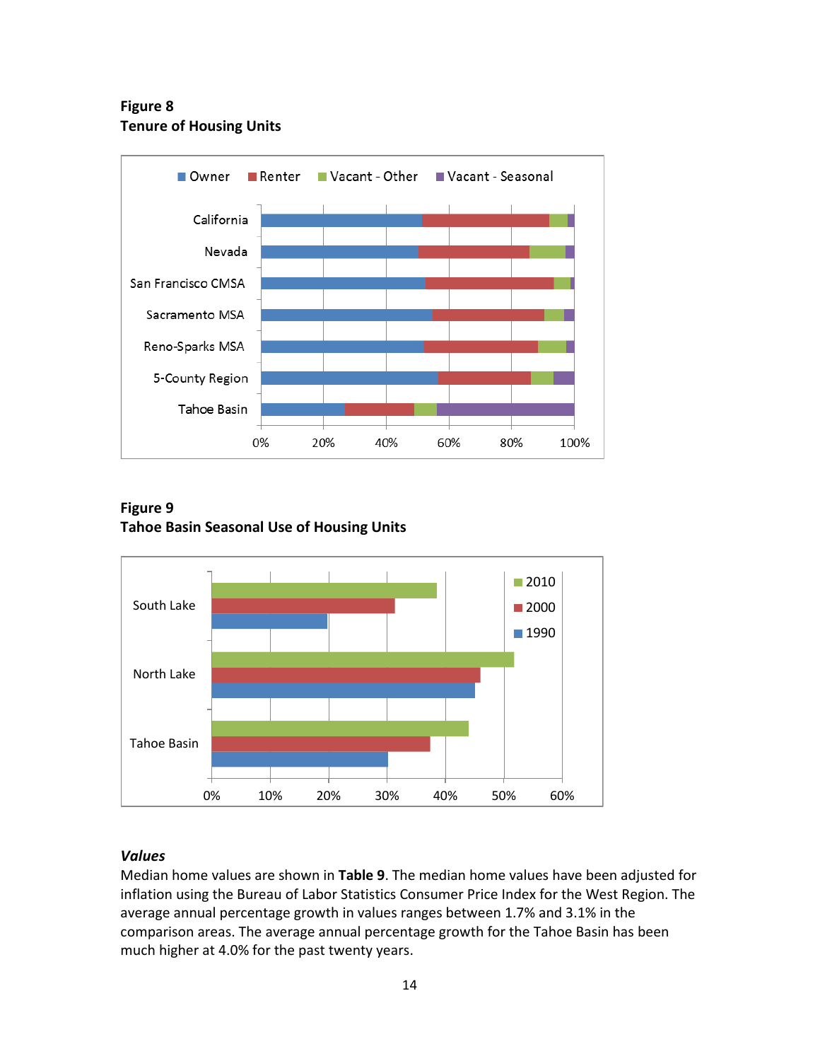**Figure 8**
**Tenure of Housing Units**

**Figure 9**
**Tahoe Basin Seasonal Use of Housing Units**

### *Values*

Median home values are shown in **Table 9**. The median home values have been adjusted for inflation using the Bureau of Labor Statistics Consumer Price Index for the West Region. The average annual percentage growth in values ranges between 1.7% and 3.1% in the comparison areas. The average annual percentage growth for the Tahoe Basin has been much higher at 4.0% for the past twenty years.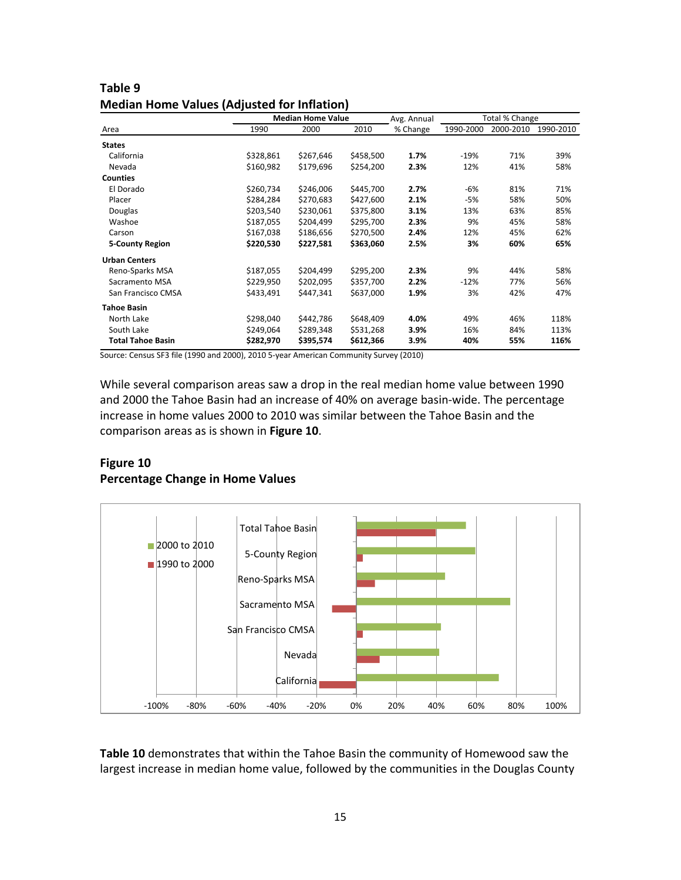## Table 9
## Median Home Values (Adjusted for Inflation)

| Area | Median Home Value | | | Avg. Annual | Total % Change | | |
|---|---|---|---|---|---|---|---|
| | 1990 | 2000 | 2010 | % Change | 1990-2000 | 2000-2010 | 1990-2010 |
| **States** | | | | | | | |
| California | $328,861 | $267,646 | $458,500 | **1.7%** | -19% | 71% | 39% |
| Nevada | $160,982 | $179,696 | $254,200 | **2.3%** | 12% | 41% | 58% |
| **Counties** | | | | | | | |
| El Dorado | $260,734 | $246,006 | $445,700 | **2.7%** | -6% | 81% | 71% |
| Placer | $284,284 | $270,683 | $427,600 | **2.1%** | -5% | 58% | 50% |
| Douglas | $203,540 | $230,061 | $375,800 | **3.1%** | 13% | 63% | 85% |
| Washoe | $187,055 | $204,499 | $295,700 | **2.3%** | 9% | 45% | 58% |
| Carson | $167,038 | $186,656 | $270,500 | **2.4%** | 12% | 45% | 62% |
| **5-County Region** | **$220,530** | **$227,581** | **$363,060** | **2.5%** | **3%** | **60%** | **65%** |
| **Urban Centers** | | | | | | | |
| Reno-Sparks MSA | $187,055 | $204,499 | $295,200 | **2.3%** | 9% | 44% | 58% |
| Sacramento MSA | $229,950 | $202,095 | $357,700 | **2.2%** | -12% | 77% | 56% |
| San Francisco CMSA | $433,491 | $447,341 | $637,000 | **1.9%** | 3% | 42% | 47% |
| **Tahoe Basin** | | | | | | | |
| North Lake | $298,040 | $442,786 | $648,409 | **4.0%** | 49% | 46% | 118% |
| South Lake | $249,064 | $289,348 | $531,268 | **3.9%** | 16% | 84% | 113% |
| **Total Tahoe Basin** | **$282,970** | **$395,574** | **$612,366** | **3.9%** | **40%** | **55%** | **116%** |

Source: Census SF3 file (1990 and 2000), 2010 5-year American Community Survey (2010)

While several comparison areas saw a drop in the real median home value between 1990 and 2000 the Tahoe Basin had an increase of 40% on average basin-wide. The percentage increase in home values 2000 to 2010 was similar between the Tahoe Basin and the comparison areas as is shown in **Figure 10**.

## Figure 10
## Percentage Change in Home Values

**Table 10** demonstrates that within the Tahoe Basin the community of Homewood saw the largest increase in median home value, followed by the communities in the Douglas County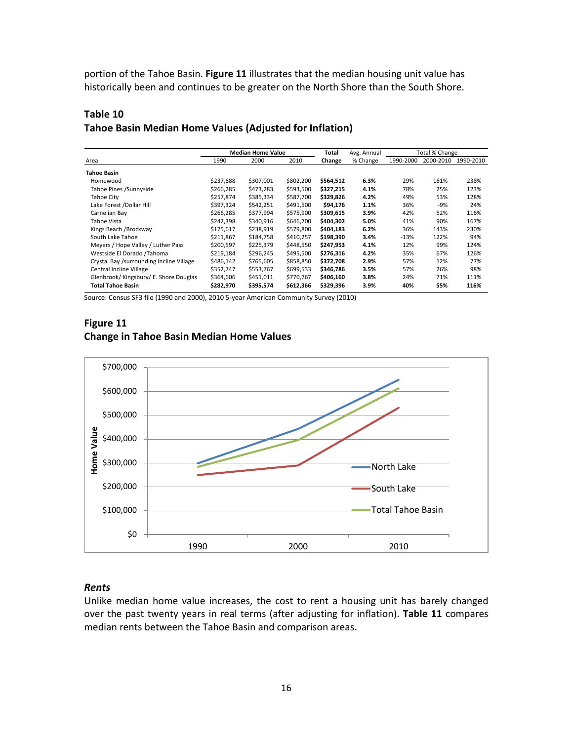portion of the Tahoe Basin. **Figure 11** illustrates that the median housing unit value has historically been and continues to be greater on the North Shore than the South Shore.

### Table 10
### Tahoe Basin Median Home Values (Adjusted for Inflation)

| | Median Home Value | | | Total | Avg. Annual | Total % Change | | |
|---|---|---|---|---|---|---|---|---|
| Area | 1990 | 2000 | 2010 | Change | % Change | 1990-2000 | 2000-2010 | 1990-2010 |
| **Tahoe Basin** | | | | | | | | |
| Homewood | $237,688 | $307,001 | $802,200 | **$564,512** | **6.3%** | 29% | 161% | 238% |
| Tahoe Pines /Sunnyside | $266,285 | $473,283 | $593,500 | **$327,215** | **4.1%** | 78% | 25% | 123% |
| Tahoe City | $257,874 | $385,334 | $587,700 | **$329,826** | **4.2%** | 49% | 53% | 128% |
| Lake Forest /Dollar Hill | $397,324 | $542,251 | $491,500 | **$94,176** | **1.1%** | 36% | -9% | 24% |
| Carnelian Bay | $266,285 | $377,994 | $575,900 | **$309,615** | **3.9%** | 42% | 52% | 116% |
| Tahoe Vista | $242,398 | $340,916 | $646,700 | **$404,302** | **5.0%** | 41% | 90% | 167% |
| Kings Beach /Brockway | $175,617 | $238,919 | $579,800 | **$404,183** | **6.2%** | 36% | 143% | 230% |
| South Lake Tahoe | $211,867 | $184,758 | $410,257 | **$198,390** | **3.4%** | -13% | 122% | 94% |
| Meyers / Hope Valley / Luther Pass | $200,597 | $225,379 | $448,550 | **$247,953** | **4.1%** | 12% | 99% | 124% |
| Westside El Dorado /Tahoma | $219,184 | $296,245 | $495,500 | **$276,316** | **4.2%** | 35% | 67% | 126% |
| Crystal Bay /surrounding Incline Village | $486,142 | $765,605 | $858,850 | **$372,708** | **2.9%** | 57% | 12% | 77% |
| Central Incline Village | $352,747 | $553,767 | $699,533 | **$346,786** | **3.5%** | 57% | 26% | 98% |
| Glenbrook/ Kingsbury/ E. Shore Douglas | $364,606 | $451,011 | $770,767 | **$406,160** | **3.8%** | 24% | 71% | 111% |
| **Total Tahoe Basin** | **$282,970** | **$395,574** | **$612,366** | **$329,396** | **3.9%** | **40%** | **55%** | **116%** |

Source: Census SF3 file (1990 and 2000), 2010 5-year American Community Survey (2010)

### Figure 11
### Change in Tahoe Basin Median Home Values

### *Rents*

Unlike median home value increases, the cost to rent a housing unit has barely changed over the past twenty years in real terms (after adjusting for inflation). **Table 11** compares median rents between the Tahoe Basin and comparison areas.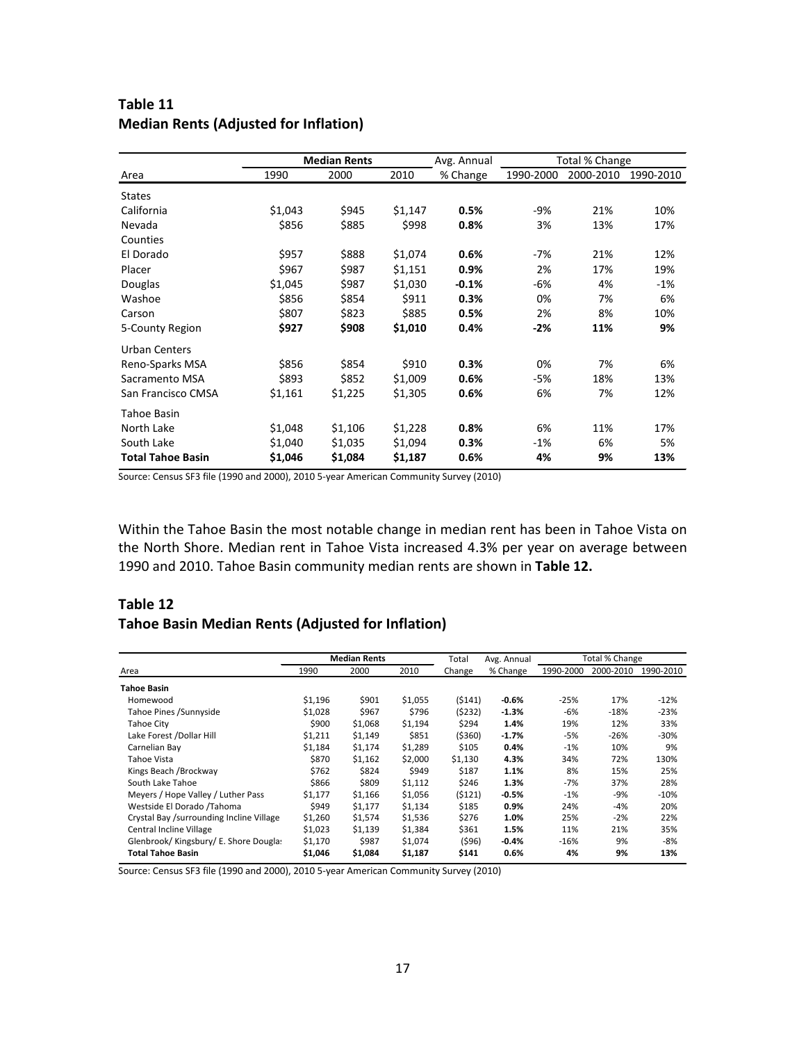## Table 11
## Median Rents (Adjusted for Inflation)

| Area | Median Rents | | | Avg. Annual | Total % Change | | |
|---|---|---|---|---|---|---|---|
| | 1990 | 2000 | 2010 | % Change | 1990-2000 | 2000-2010 | 1990-2010 |
| States | | | | | | | |
| California | $1,043 | $945 | $1,147 | **0.5%** | -9% | 21% | 10% |
| Nevada | $856 | $885 | $998 | **0.8%** | 3% | 13% | 17% |
| Counties | | | | | | | |
| El Dorado | $957 | $888 | $1,074 | **0.6%** | -7% | 21% | 12% |
| Placer | $967 | $987 | $1,151 | **0.9%** | 2% | 17% | 19% |
| Douglas | $1,045 | $987 | $1,030 | **-0.1%** | -6% | 4% | -1% |
| Washoe | $856 | $854 | $911 | **0.3%** | 0% | 7% | 6% |
| Carson | $807 | $823 | $885 | **0.5%** | 2% | 8% | 10% |
| 5-County Region | **$927** | **$908** | **$1,010** | **0.4%** | **-2%** | **11%** | **9%** |
| Urban Centers | | | | | | | |
| Reno-Sparks MSA | $856 | $854 | $910 | **0.3%** | 0% | 7% | 6% |
| Sacramento MSA | $893 | $852 | $1,009 | **0.6%** | -5% | 18% | 13% |
| San Francisco CMSA | $1,161 | $1,225 | $1,305 | **0.6%** | 6% | 7% | 12% |
| Tahoe Basin | | | | | | | |
| North Lake | $1,048 | $1,106 | $1,228 | **0.8%** | 6% | 11% | 17% |
| South Lake | $1,040 | $1,035 | $1,094 | **0.3%** | -1% | 6% | 5% |
| **Total Tahoe Basin** | **$1,046** | **$1,084** | **$1,187** | **0.6%** | **4%** | **9%** | **13%** |

Source: Census SF3 file (1990 and 2000), 2010 5-year American Community Survey (2010)

Within the Tahoe Basin the most notable change in median rent has been in Tahoe Vista on the North Shore. Median rent in Tahoe Vista increased 4.3% per year on average between 1990 and 2010. Tahoe Basin community median rents are shown in **Table 12.**

## Table 12
## Tahoe Basin Median Rents (Adjusted for Inflation)

| Area | Median Rents | | | Total | Avg. Annual | Total % Change | | |
|---|---|---|---|---|---|---|---|---|
| | 1990 | 2000 | 2010 | Change | % Change | 1990-2000 | 2000-2010 | 1990-2010 |
| **Tahoe Basin** | | | | | | | | |
| Homewood | $1,196 | $901 | $1,055 | ($141) | **-0.6%** | -25% | 17% | -12% |
| Tahoe Pines /Sunnyside | $1,028 | $967 | $796 | ($232) | **-1.3%** | -6% | -18% | -23% |
| Tahoe City | $900 | $1,068 | $1,194 | $294 | **1.4%** | 19% | 12% | 33% |
| Lake Forest /Dollar Hill | $1,211 | $1,149 | $851 | ($360) | **-1.7%** | -5% | -26% | -30% |
| Carnelian Bay | $1,184 | $1,174 | $1,289 | $105 | **0.4%** | -1% | 10% | 9% |
| Tahoe Vista | $870 | $1,162 | $2,000 | $1,130 | **4.3%** | 34% | 72% | 130% |
| Kings Beach /Brockway | $762 | $824 | $949 | $187 | **1.1%** | 8% | 15% | 25% |
| South Lake Tahoe | $866 | $809 | $1,112 | $246 | **1.3%** | -7% | 37% | 28% |
| Meyers / Hope Valley / Luther Pass | $1,177 | $1,166 | $1,056 | ($121) | **-0.5%** | -1% | -9% | -10% |
| Westside El Dorado /Tahoma | $949 | $1,177 | $1,134 | $185 | **0.9%** | 24% | -4% | 20% |
| Crystal Bay /surrounding Incline Village | $1,260 | $1,574 | $1,536 | $276 | **1.0%** | 25% | -2% | 22% |
| Central Incline Village | $1,023 | $1,139 | $1,384 | $361 | **1.5%** | 11% | 21% | 35% |
| Glenbrook/ Kingsbury/ E. Shore Douglas | $1,170 | $987 | $1,074 | ($96) | **-0.4%** | -16% | 9% | -8% |
| **Total Tahoe Basin** | **$1,046** | **$1,084** | **$1,187** | **$141** | **0.6%** | **4%** | **9%** | **13%** |

Source: Census SF3 file (1990 and 2000), 2010 5-year American Community Survey (2010)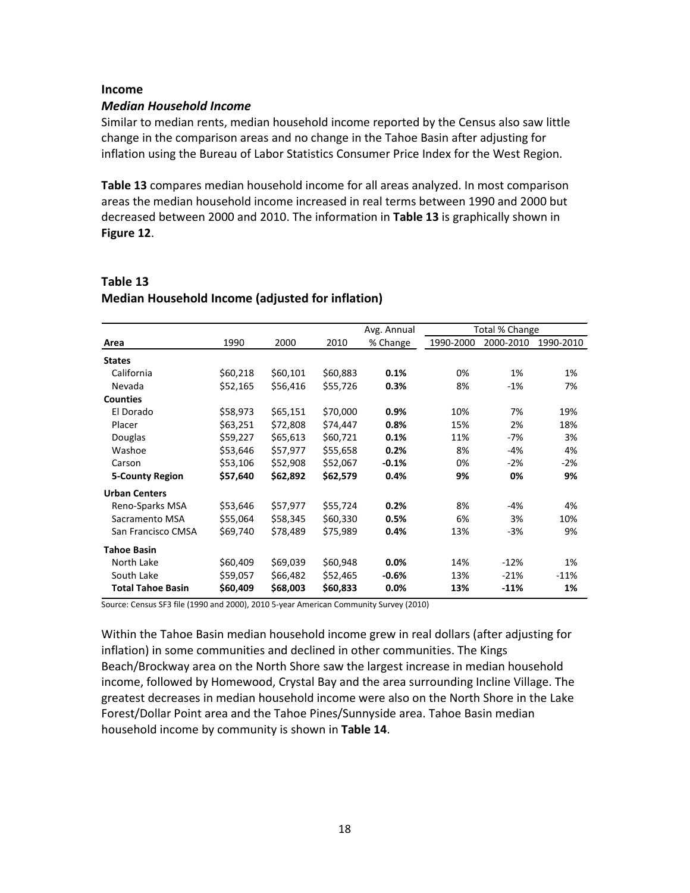## Income

### *Median Household Income*

Similar to median rents, median household income reported by the Census also saw little change in the comparison areas and no change in the Tahoe Basin after adjusting for inflation using the Bureau of Labor Statistics Consumer Price Index for the West Region.

**Table 13** compares median household income for all areas analyzed. In most comparison areas the median household income increased in real terms between 1990 and 2000 but decreased between 2000 and 2010. The information in **Table 13** is graphically shown in **Figure 12**.

**Table 13**
**Median Household Income (adjusted for inflation)**

| | | | | Avg. Annual | Total % Change | | |
|---|---|---|---|---|---|---|---|
| **Area** | 1990 | 2000 | 2010 | % Change | 1990-2000 | 2000-2010 | 1990-2010 |
| **States** | | | | | | | |
| California | $60,218 | $60,101 | $60,883 | **0.1%** | 0% | 1% | 1% |
| Nevada | $52,165 | $56,416 | $55,726 | **0.3%** | 8% | -1% | 7% |
| **Counties** | | | | | | | |
| El Dorado | $58,973 | $65,151 | $70,000 | **0.9%** | 10% | 7% | 19% |
| Placer | $63,251 | $72,808 | $74,447 | **0.8%** | 15% | 2% | 18% |
| Douglas | $59,227 | $65,613 | $60,721 | **0.1%** | 11% | -7% | 3% |
| Washoe | $53,646 | $57,977 | $55,658 | **0.2%** | 8% | -4% | 4% |
| Carson | $53,106 | $52,908 | $52,067 | **-0.1%** | 0% | -2% | -2% |
| **5-County Region** | **$57,640** | **$62,892** | **$62,579** | **0.4%** | **9%** | **0%** | **9%** |
| **Urban Centers** | | | | | | | |
| Reno-Sparks MSA | $53,646 | $57,977 | $55,724 | **0.2%** | 8% | -4% | 4% |
| Sacramento MSA | $55,064 | $58,345 | $60,330 | **0.5%** | 6% | 3% | 10% |
| San Francisco CMSA | $69,740 | $78,489 | $75,989 | **0.4%** | 13% | -3% | 9% |
| **Tahoe Basin** | | | | | | | |
| North Lake | $60,409 | $69,039 | $60,948 | **0.0%** | 14% | -12% | 1% |
| South Lake | $59,057 | $66,482 | $52,465 | **-0.6%** | 13% | -21% | -11% |
| **Total Tahoe Basin** | **$60,409** | **$68,003** | **$60,833** | **0.0%** | **13%** | **-11%** | **1%** |

Source: Census SF3 file (1990 and 2000), 2010 5-year American Community Survey (2010)

Within the Tahoe Basin median household income grew in real dollars (after adjusting for inflation) in some communities and declined in other communities. The Kings Beach/Brockway area on the North Shore saw the largest increase in median household income, followed by Homewood, Crystal Bay and the area surrounding Incline Village. The greatest decreases in median household income were also on the North Shore in the Lake Forest/Dollar Point area and the Tahoe Pines/Sunnyside area. Tahoe Basin median household income by community is shown in **Table 14**.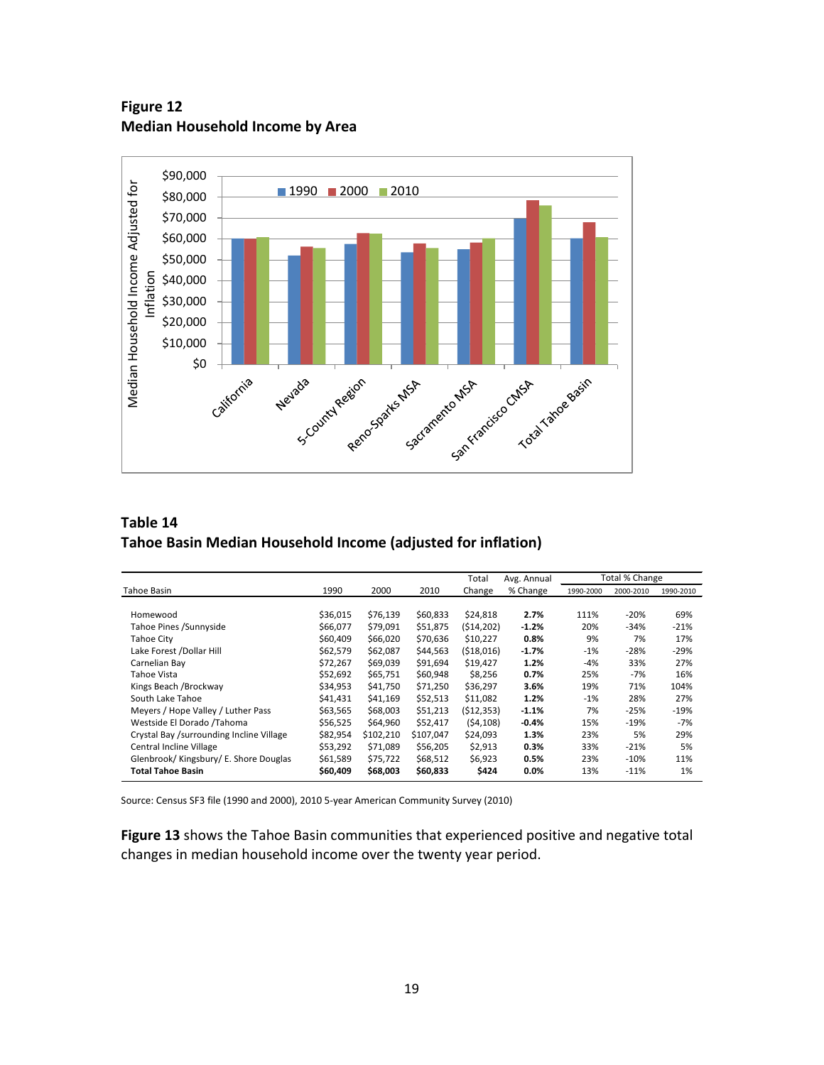**Figure 12**
**Median Household Income by Area**

**Table 14**
**Tahoe Basin Median Household Income (adjusted for inflation)**

| Tahoe Basin | 1990 | 2000 | 2010 | Total Change | Avg. Annual % Change | Total % Change 1990-2000 | Total % Change 2000-2010 | Total % Change 1990-2010 |
|---|---|---|---|---|---|---|---|---|
| Homewood | $36,015 | $76,139 | $60,833 | $24,818 | **2.7%** | 111% | -20% | 69% |
| Tahoe Pines /Sunnyside | $66,077 | $79,091 | $51,875 | ($14,202) | **-1.2%** | 20% | -34% | -21% |
| Tahoe City | $60,409 | $66,020 | $70,636 | $10,227 | **0.8%** | 9% | 7% | 17% |
| Lake Forest /Dollar Hill | $62,579 | $62,087 | $44,563 | ($18,016) | **-1.7%** | -1% | -28% | -29% |
| Carnelian Bay | $72,267 | $69,039 | $91,694 | $19,427 | **1.2%** | -4% | 33% | 27% |
| Tahoe Vista | $52,692 | $65,751 | $60,948 | $8,256 | **0.7%** | 25% | -7% | 16% |
| Kings Beach /Brockway | $34,953 | $41,750 | $71,250 | $36,297 | **3.6%** | 19% | 71% | 104% |
| South Lake Tahoe | $41,431 | $41,169 | $52,513 | $11,082 | **1.2%** | -1% | 28% | 27% |
| Meyers / Hope Valley / Luther Pass | $63,565 | $68,003 | $51,213 | ($12,353) | **-1.1%** | 7% | -25% | -19% |
| Westside El Dorado /Tahoma | $56,525 | $64,960 | $52,417 | ($4,108) | **-0.4%** | 15% | -19% | -7% |
| Crystal Bay /surrounding Incline Village | $82,954 | $102,210 | $107,047 | $24,093 | **1.3%** | 23% | 5% | 29% |
| Central Incline Village | $53,292 | $71,089 | $56,205 | $2,913 | **0.3%** | 33% | -21% | 5% |
| Glenbrook/ Kingsbury/ E. Shore Douglas | $61,589 | $75,722 | $68,512 | $6,923 | **0.5%** | 23% | -10% | 11% |
| **Total Tahoe Basin** | **$60,409** | **$68,003** | **$60,833** | **$424** | **0.0%** | 13% | -11% | 1% |

Source: Census SF3 file (1990 and 2000), 2010 5-year American Community Survey (2010)

**Figure 13** shows the Tahoe Basin communities that experienced positive and negative total changes in median household income over the twenty year period.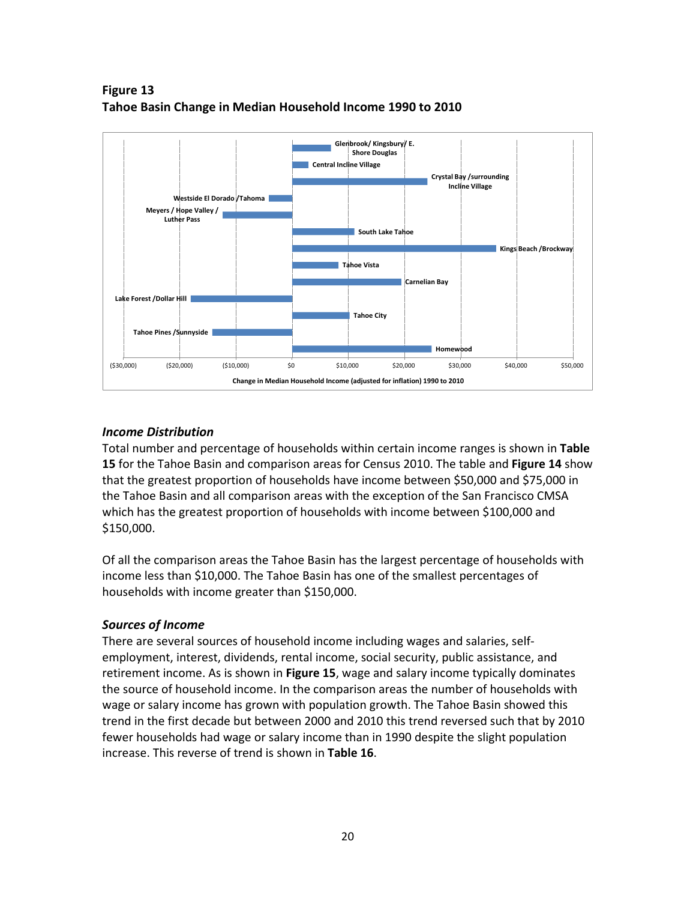**Figure 13**
**Tahoe Basin Change in Median Household Income 1990 to 2010**

Glenbrook/ Kingsbury/ E. Shore Douglas
Central Incline Village
Crystal Bay /surrounding Incline Village
Westside El Dorado /Tahoma
Meyers / Hope Valley / Luther Pass
South Lake Tahoe
Kings Beach /Brockway
Tahoe Vista
Carnelian Bay
Lake Forest /Dollar Hill
Tahoe City
Tahoe Pines /Sunnyside
Homewood

($30,000) ($20,000) ($10,000) $0 $10,000 $20,000 $30,000 $40,000 $50,000

Change in Median Household Income (adjusted for inflation) 1990 to 2010

### *Income Distribution*

Total number and percentage of households within certain income ranges is shown in **Table 15** for the Tahoe Basin and comparison areas for Census 2010. The table and **Figure 14** show that the greatest proportion of households have income between $50,000 and $75,000 in the Tahoe Basin and all comparison areas with the exception of the San Francisco CMSA which has the greatest proportion of households with income between $100,000 and $150,000.

Of all the comparison areas the Tahoe Basin has the largest percentage of households with income less than $10,000. The Tahoe Basin has one of the smallest percentages of households with income greater than $150,000.

### *Sources of Income*

There are several sources of household income including wages and salaries, self-employment, interest, dividends, rental income, social security, public assistance, and retirement income. As is shown in **Figure 15**, wage and salary income typically dominates the source of household income. In the comparison areas the number of households with wage or salary income has grown with population growth. The Tahoe Basin showed this trend in the first decade but between 2000 and 2010 this trend reversed such that by 2010 fewer households had wage or salary income than in 1990 despite the slight population increase. This reverse of trend is shown in **Table 16**.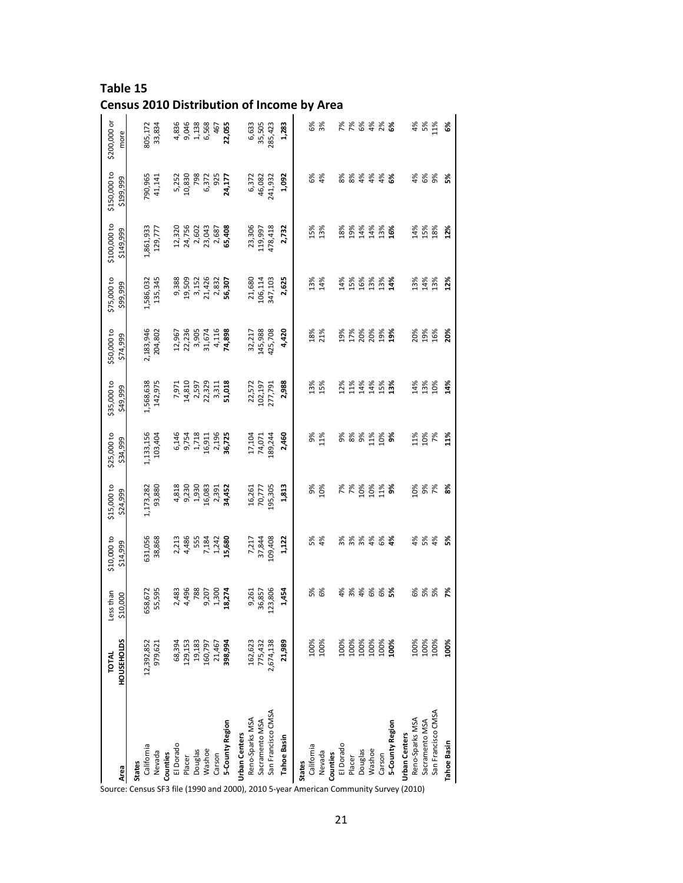**Table 15**
**Census 2010 Distribution of Income by Area**

| Area | TOTAL HOUSEHOLDS | Less than $10,000 | $10,000 to $14,999 | $15,000 to $24,999 | $25,000 to $34,999 | $35,000 to $49,999 | $50,000 to $74,999 | $75,000 to $99,999 | $100,000 to $149,999 | $150,000 to $199,999 | $200,000 or more |
|---|---|---|---|---|---|---|---|---|---|---|---|
| **States** | | | | | | | | | | | |
| California | 12,392,852 | 658,672 | 631,056 | 1,173,282 | 1,133,156 | 1,568,638 | 2,183,946 | 1,586,032 | 1,861,933 | 790,965 | 805,172 |
| Nevada | 979,621 | 55,595 | 38,868 | 93,880 | 103,404 | 142,975 | 204,802 | 135,345 | 129,777 | 41,141 | 33,834 |
| **Counties** | | | | | | | | | | | |
| El Dorado | 68,394 | 2,483 | 2,213 | 4,818 | 6,146 | 7,971 | 12,967 | 9,388 | 12,320 | 5,252 | 4,836 |
| Placer | 129,153 | 4,496 | 4,486 | 9,230 | 9,754 | 14,810 | 22,236 | 19,509 | 24,756 | 10,830 | 9,046 |
| Douglas | 19,183 | 788 | 555 | 1,930 | 1,718 | 2,597 | 3,905 | 3,152 | 2,602 | 798 | 1,138 |
| Washoe | 160,797 | 9,207 | 7,184 | 16,083 | 16,911 | 22,329 | 31,674 | 21,426 | 23,043 | 6,372 | 6,568 |
| Carson | 21,467 | 1,300 | 1,242 | 2,391 | 2,196 | 3,311 | 4,116 | 2,832 | 2,687 | 925 | 467 |
| **5-County Region** | **398,994** | **18,274** | **15,680** | **34,452** | **36,725** | **51,018** | **74,898** | **56,307** | **65,408** | **24,177** | **22,055** |
| **Urban Centers** | | | | | | | | | | | |
| Reno-Sparks MSA | 162,623 | 9,261 | 7,217 | 16,261 | 17,104 | 22,572 | 32,217 | 21,680 | 23,306 | 6,372 | 6,633 |
| Sacramento MSA | 775,432 | 36,857 | 37,844 | 70,777 | 74,071 | 102,197 | 145,988 | 106,114 | 119,997 | 46,082 | 35,505 |
| San Francisco CMSA | 2,674,138 | 123,806 | 109,408 | 195,305 | 189,244 | 277,791 | 425,708 | 347,103 | 478,418 | 241,932 | 285,423 |
| **Tahoe Basin** | **21,989** | **1,454** | **1,122** | **1,813** | **2,460** | **2,988** | **4,420** | **2,625** | **2,732** | **1,092** | **1,283** |
| **States** | | | | | | | | | | | |
| California | 100% | 5% | 5% | 9% | 9% | 13% | 18% | 13% | 15% | 6% | 6% |
| Nevada | 100% | 6% | 4% | 10% | 11% | 15% | 21% | 14% | 13% | 4% | 3% |
| **Counties** | | | | | | | | | | | |
| El Dorado | 100% | 4% | 3% | 7% | 9% | 12% | 19% | 14% | 18% | 8% | 7% |
| Placer | 100% | 3% | 3% | 7% | 8% | 11% | 17% | 15% | 19% | 8% | 7% |
| Douglas | 100% | 4% | 3% | 10% | 9% | 14% | 20% | 16% | 14% | 4% | 6% |
| Washoe | 100% | 6% | 4% | 10% | 11% | 14% | 20% | 13% | 14% | 4% | 4% |
| Carson | 100% | 6% | 6% | 11% | 10% | 15% | 19% | 13% | 13% | 4% | 2% |
| **5-County Region** | **100%** | **5%** | **4%** | **9%** | **9%** | **13%** | **19%** | **14%** | **16%** | **6%** | **6%** |
| **Urban Centers** | | | | | | | | | | | |
| Reno-Sparks MSA | 100% | 6% | 4% | 10% | 11% | 14% | 20% | 13% | 14% | 4% | 4% |
| Sacramento MSA | 100% | 5% | 5% | 9% | 10% | 13% | 19% | 14% | 15% | 6% | 5% |
| San Francisco CMSA | 100% | 5% | 4% | 7% | 7% | 10% | 16% | 13% | 18% | 9% | 11% |
| **Tahoe Basin** | **100%** | **7%** | **5%** | **8%** | **11%** | **14%** | **20%** | **12%** | **12%** | **5%** | **6%** |

Source: Census SF3 file (1990 and 2000), 2010 5-year American Community Survey (2010)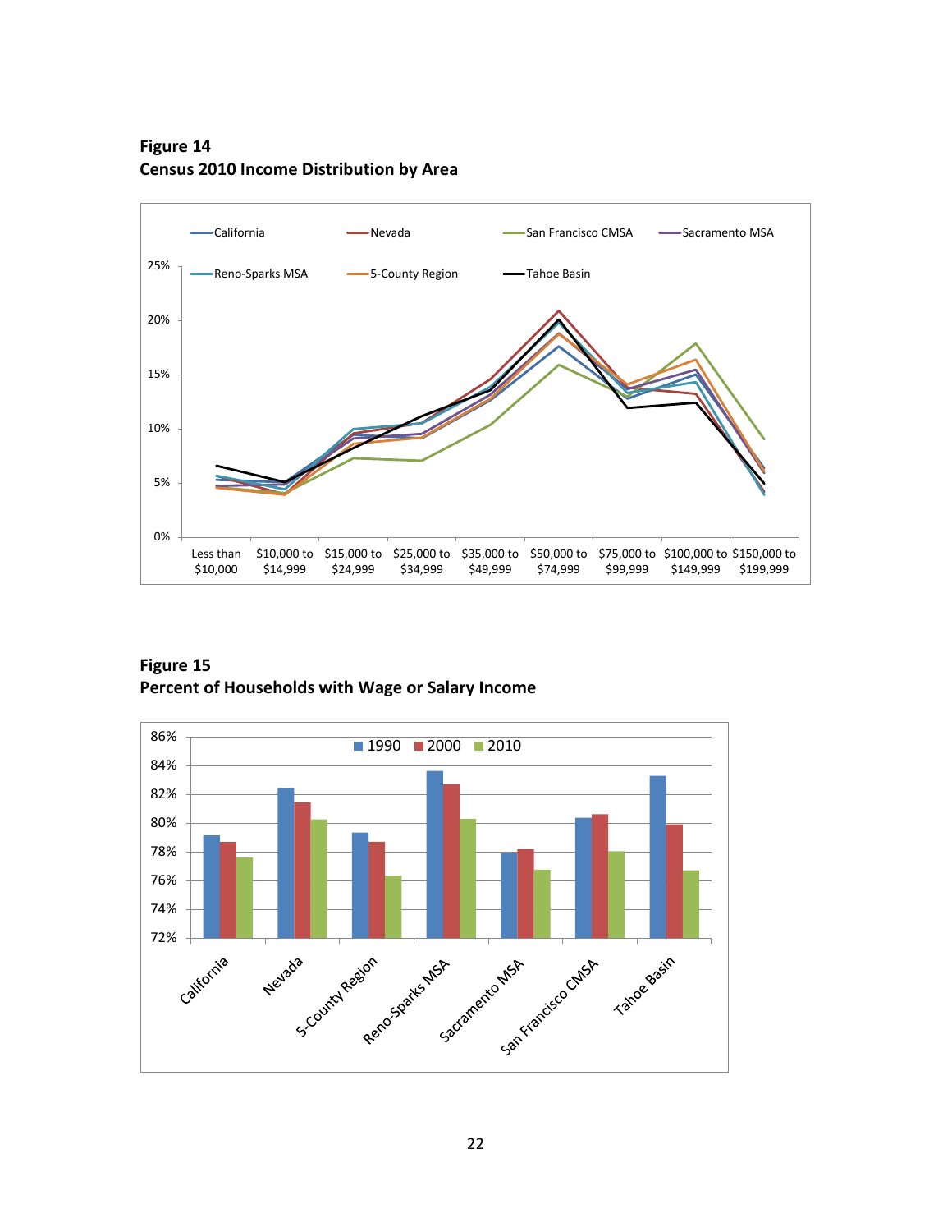**Figure 14**
**Census 2010 Income Distribution by Area**

**Figure 15**
**Percent of Households with Wage or Salary Income**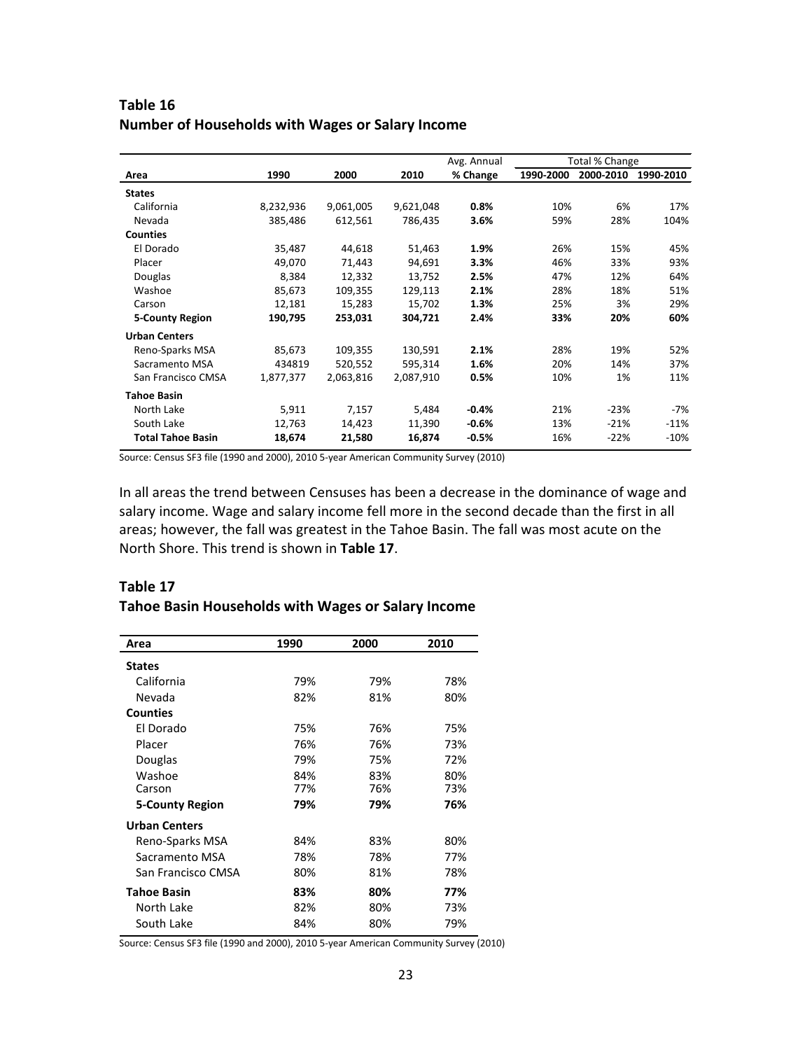**Table 16**
**Number of Households with Wages or Salary Income**

| Area | 1990 | 2000 | 2010 | Avg. Annual % Change | Total % Change 1990-2000 | 2000-2010 | 1990-2010 |
|---|---|---|---|---|---|---|---|
| **States** | | | | | | | |
| California | 8,232,936 | 9,061,005 | 9,621,048 | **0.8%** | 10% | 6% | 17% |
| Nevada | 385,486 | 612,561 | 786,435 | **3.6%** | 59% | 28% | 104% |
| **Counties** | | | | | | | |
| El Dorado | 35,487 | 44,618 | 51,463 | **1.9%** | 26% | 15% | 45% |
| Placer | 49,070 | 71,443 | 94,691 | **3.3%** | 46% | 33% | 93% |
| Douglas | 8,384 | 12,332 | 13,752 | **2.5%** | 47% | 12% | 64% |
| Washoe | 85,673 | 109,355 | 129,113 | **2.1%** | 28% | 18% | 51% |
| Carson | 12,181 | 15,283 | 15,702 | **1.3%** | 25% | 3% | 29% |
| **5-County Region** | **190,795** | **253,031** | **304,721** | **2.4%** | **33%** | **20%** | **60%** |
| **Urban Centers** | | | | | | | |
| Reno-Sparks MSA | 85,673 | 109,355 | 130,591 | **2.1%** | 28% | 19% | 52% |
| Sacramento MSA | 434819 | 520,552 | 595,314 | **1.6%** | 20% | 14% | 37% |
| San Francisco CMSA | 1,877,377 | 2,063,816 | 2,087,910 | **0.5%** | 10% | 1% | 11% |
| **Tahoe Basin** | | | | | | | |
| North Lake | 5,911 | 7,157 | 5,484 | **-0.4%** | 21% | -23% | -7% |
| South Lake | 12,763 | 14,423 | 11,390 | **-0.6%** | 13% | -21% | -11% |
| **Total Tahoe Basin** | **18,674** | **21,580** | **16,874** | **-0.5%** | 16% | -22% | -10% |

Source: Census SF3 file (1990 and 2000), 2010 5-year American Community Survey (2010)

In all areas the trend between Censuses has been a decrease in the dominance of wage and salary income. Wage and salary income fell more in the second decade than the first in all areas; however, the fall was greatest in the Tahoe Basin. The fall was most acute on the North Shore. This trend is shown in **Table 17**.

**Table 17**
**Tahoe Basin Households with Wages or Salary Income**

| Area | 1990 | 2000 | 2010 |
|---|---|---|---|
| **States** | | | |
| California | 79% | 79% | 78% |
| Nevada | 82% | 81% | 80% |
| **Counties** | | | |
| El Dorado | 75% | 76% | 75% |
| Placer | 76% | 76% | 73% |
| Douglas | 79% | 75% | 72% |
| Washoe | 84% | 83% | 80% |
| Carson | 77% | 76% | 73% |
| **5-County Region** | **79%** | **79%** | **76%** |
| **Urban Centers** | | | |
| Reno-Sparks MSA | 84% | 83% | 80% |
| Sacramento MSA | 78% | 78% | 77% |
| San Francisco CMSA | 80% | 81% | 78% |
| **Tahoe Basin** | **83%** | **80%** | **77%** |
| North Lake | 82% | 80% | 73% |
| South Lake | 84% | 80% | 79% |

Source: Census SF3 file (1990 and 2000), 2010 5-year American Community Survey (2010)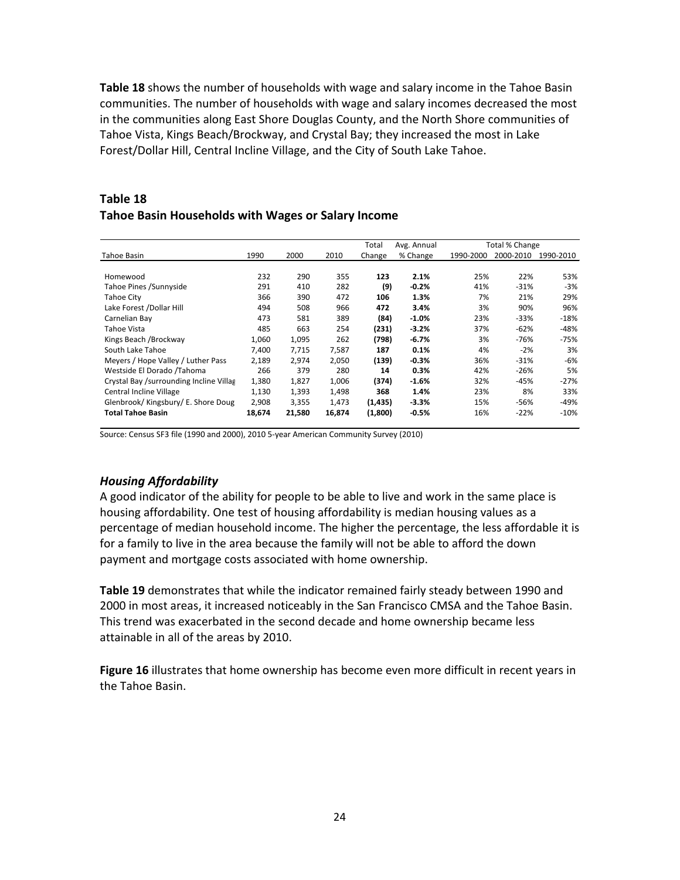**Table 18** shows the number of households with wage and salary income in the Tahoe Basin communities. The number of households with wage and salary incomes decreased the most in the communities along East Shore Douglas County, and the North Shore communities of Tahoe Vista, Kings Beach/Brockway, and Crystal Bay; they increased the most in Lake Forest/Dollar Hill, Central Incline Village, and the City of South Lake Tahoe.

## Table 18
## Tahoe Basin Households with Wages or Salary Income

| Tahoe Basin | 1990 | 2000 | 2010 | Total Change | Avg. Annual % Change | Total % Change 1990-2000 | 2000-2010 | 1990-2010 |
|---|---|---|---|---|---|---|---|---|
| Homewood | 232 | 290 | 355 | **123** | **2.1%** | 25% | 22% | 53% |
| Tahoe Pines /Sunnyside | 291 | 410 | 282 | **(9)** | **-0.2%** | 41% | -31% | -3% |
| Tahoe City | 366 | 390 | 472 | **106** | **1.3%** | 7% | 21% | 29% |
| Lake Forest /Dollar Hill | 494 | 508 | 966 | **472** | **3.4%** | 3% | 90% | 96% |
| Carnelian Bay | 473 | 581 | 389 | **(84)** | **-1.0%** | 23% | -33% | -18% |
| Tahoe Vista | 485 | 663 | 254 | **(231)** | **-3.2%** | 37% | -62% | -48% |
| Kings Beach /Brockway | 1,060 | 1,095 | 262 | **(798)** | **-6.7%** | 3% | -76% | -75% |
| South Lake Tahoe | 7,400 | 7,715 | 7,587 | **187** | **0.1%** | 4% | -2% | 3% |
| Meyers / Hope Valley / Luther Pass | 2,189 | 2,974 | 2,050 | **(139)** | **-0.3%** | 36% | -31% | -6% |
| Westside El Dorado /Tahoma | 266 | 379 | 280 | **14** | **0.3%** | 42% | -26% | 5% |
| Crystal Bay /surrounding Incline Villag | 1,380 | 1,827 | 1,006 | **(374)** | **-1.6%** | 32% | -45% | -27% |
| Central Incline Village | 1,130 | 1,393 | 1,498 | **368** | **1.4%** | 23% | 8% | 33% |
| Glenbrook/ Kingsbury/ E. Shore Doug | 2,908 | 3,355 | 1,473 | **(1,435)** | **-3.3%** | 15% | -56% | -49% |
| **Total Tahoe Basin** | **18,674** | **21,580** | **16,874** | **(1,800)** | **-0.5%** | 16% | -22% | -10% |

Source: Census SF3 file (1990 and 2000), 2010 5-year American Community Survey (2010)

### *Housing Affordability*

A good indicator of the ability for people to be able to live and work in the same place is housing affordability. One test of housing affordability is median housing values as a percentage of median household income. The higher the percentage, the less affordable it is for a family to live in the area because the family will not be able to afford the down payment and mortgage costs associated with home ownership.

**Table 19** demonstrates that while the indicator remained fairly steady between 1990 and 2000 in most areas, it increased noticeably in the San Francisco CMSA and the Tahoe Basin. This trend was exacerbated in the second decade and home ownership became less attainable in all of the areas by 2010.

**Figure 16** illustrates that home ownership has become even more difficult in recent years in the Tahoe Basin.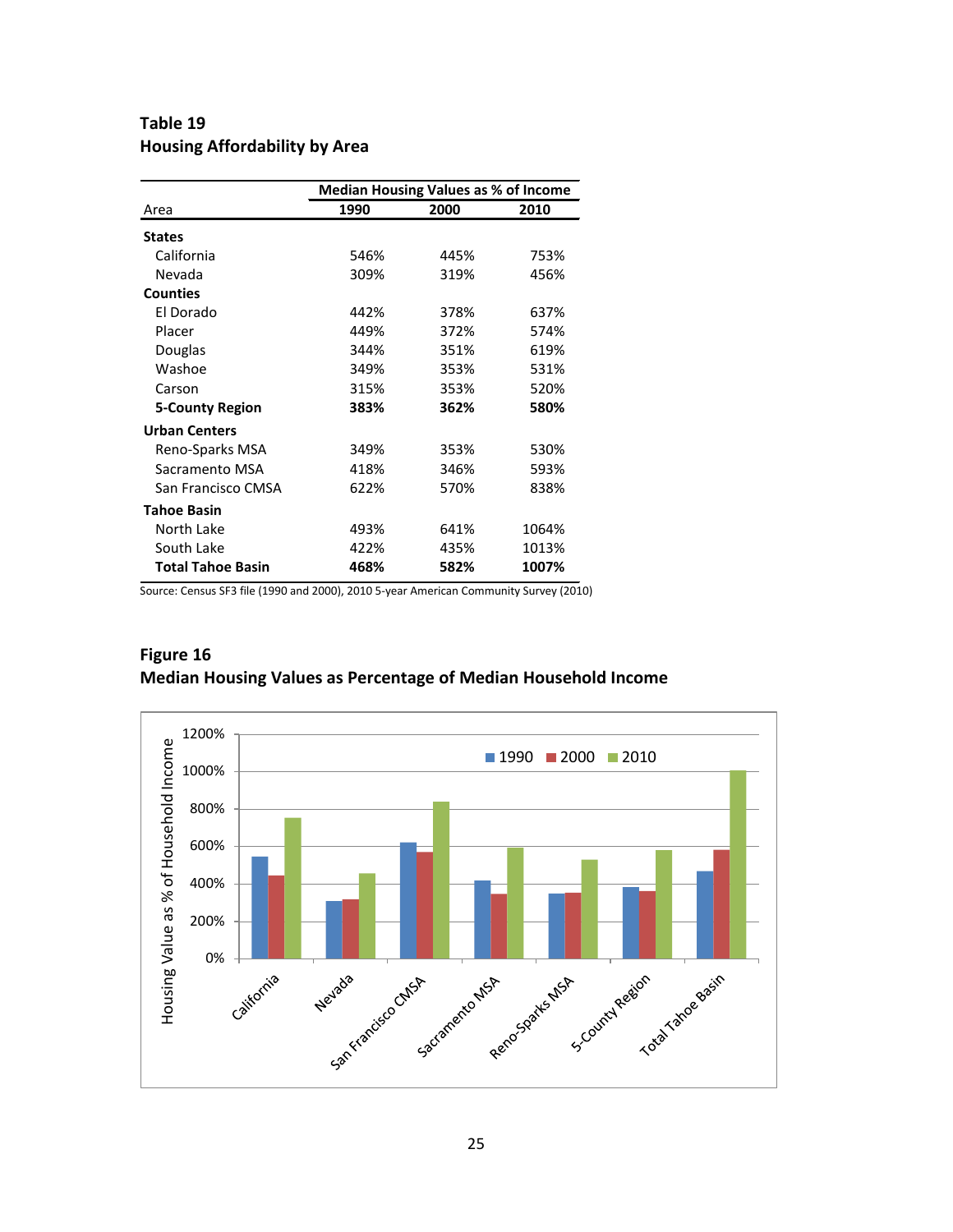**Table 19**
**Housing Affordability by Area**

| Area | Median Housing Values as % of Income | | |
|---|---|---|---|
| | 1990 | 2000 | 2010 |
| **States** | | | |
| California | 546% | 445% | 753% |
| Nevada | 309% | 319% | 456% |
| **Counties** | | | |
| El Dorado | 442% | 378% | 637% |
| Placer | 449% | 372% | 574% |
| Douglas | 344% | 351% | 619% |
| Washoe | 349% | 353% | 531% |
| Carson | 315% | 353% | 520% |
| **5-County Region** | **383%** | **362%** | **580%** |
| **Urban Centers** | | | |
| Reno-Sparks MSA | 349% | 353% | 530% |
| Sacramento MSA | 418% | 346% | 593% |
| San Francisco CMSA | 622% | 570% | 838% |
| **Tahoe Basin** | | | |
| North Lake | 493% | 641% | 1064% |
| South Lake | 422% | 435% | 1013% |
| **Total Tahoe Basin** | **468%** | **582%** | **1007%** |

Source: Census SF3 file (1990 and 2000), 2010 5-year American Community Survey (2010)

**Figure 16**
**Median Housing Values as Percentage of Median Household Income**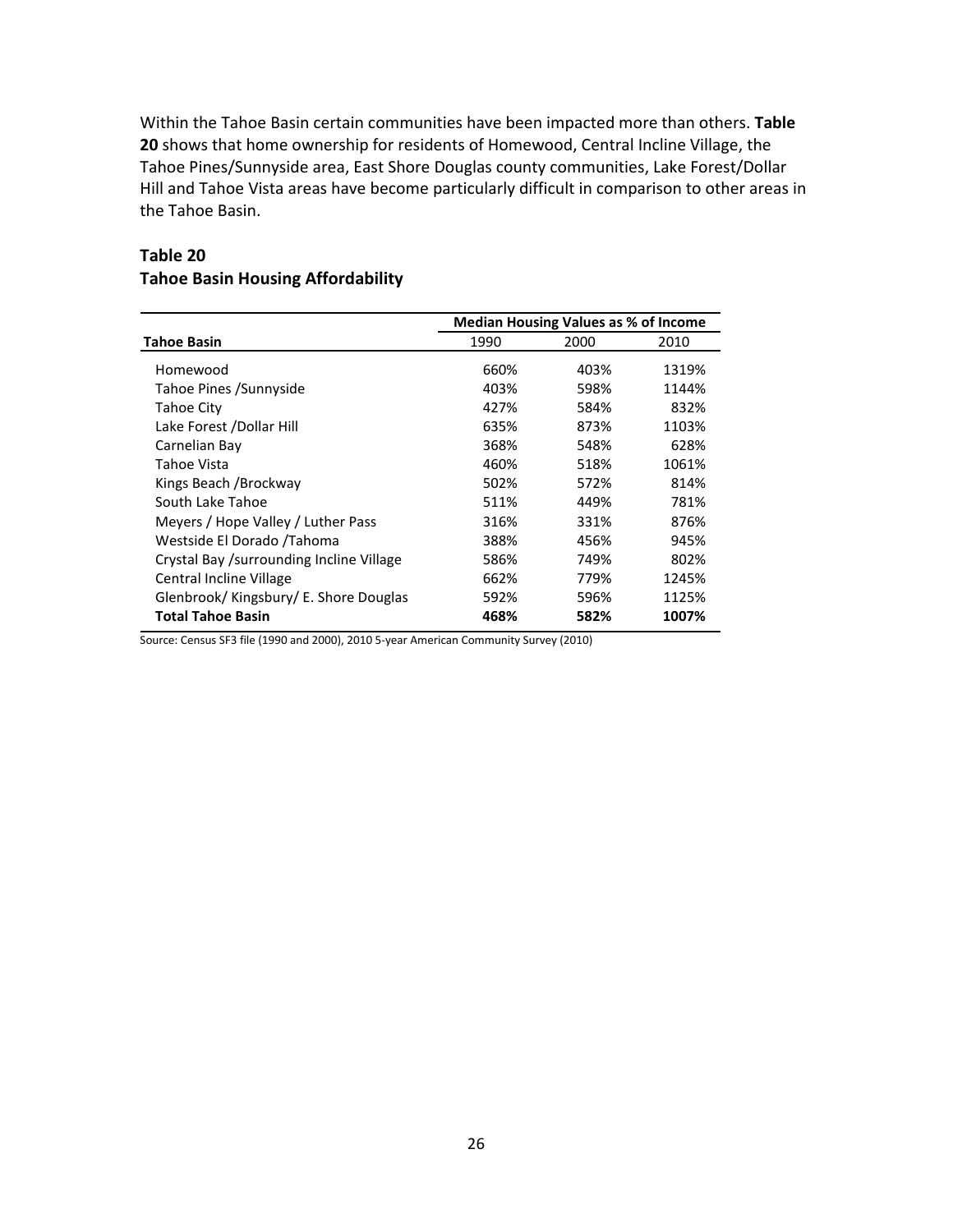Within the Tahoe Basin certain communities have been impacted more than others. **Table 20** shows that home ownership for residents of Homewood, Central Incline Village, the Tahoe Pines/Sunnyside area, East Shore Douglas county communities, Lake Forest/Dollar Hill and Tahoe Vista areas have become particularly difficult in comparison to other areas in the Tahoe Basin.

### Table 20
### Tahoe Basin Housing Affordability

| | **Median Housing Values as % of Income** | | |
|---|---|---|---|
| **Tahoe Basin** | 1990 | 2000 | 2010 |
| Homewood | 660% | 403% | 1319% |
| Tahoe Pines /Sunnyside | 403% | 598% | 1144% |
| Tahoe City | 427% | 584% | 832% |
| Lake Forest /Dollar Hill | 635% | 873% | 1103% |
| Carnelian Bay | 368% | 548% | 628% |
| Tahoe Vista | 460% | 518% | 1061% |
| Kings Beach /Brockway | 502% | 572% | 814% |
| South Lake Tahoe | 511% | 449% | 781% |
| Meyers / Hope Valley / Luther Pass | 316% | 331% | 876% |
| Westside El Dorado /Tahoma | 388% | 456% | 945% |
| Crystal Bay /surrounding Incline Village | 586% | 749% | 802% |
| Central Incline Village | 662% | 779% | 1245% |
| Glenbrook/ Kingsbury/ E. Shore Douglas | 592% | 596% | 1125% |
| **Total Tahoe Basin** | **468%** | **582%** | **1007%** |

Source: Census SF3 file (1990 and 2000), 2010 5-year American Community Survey (2010)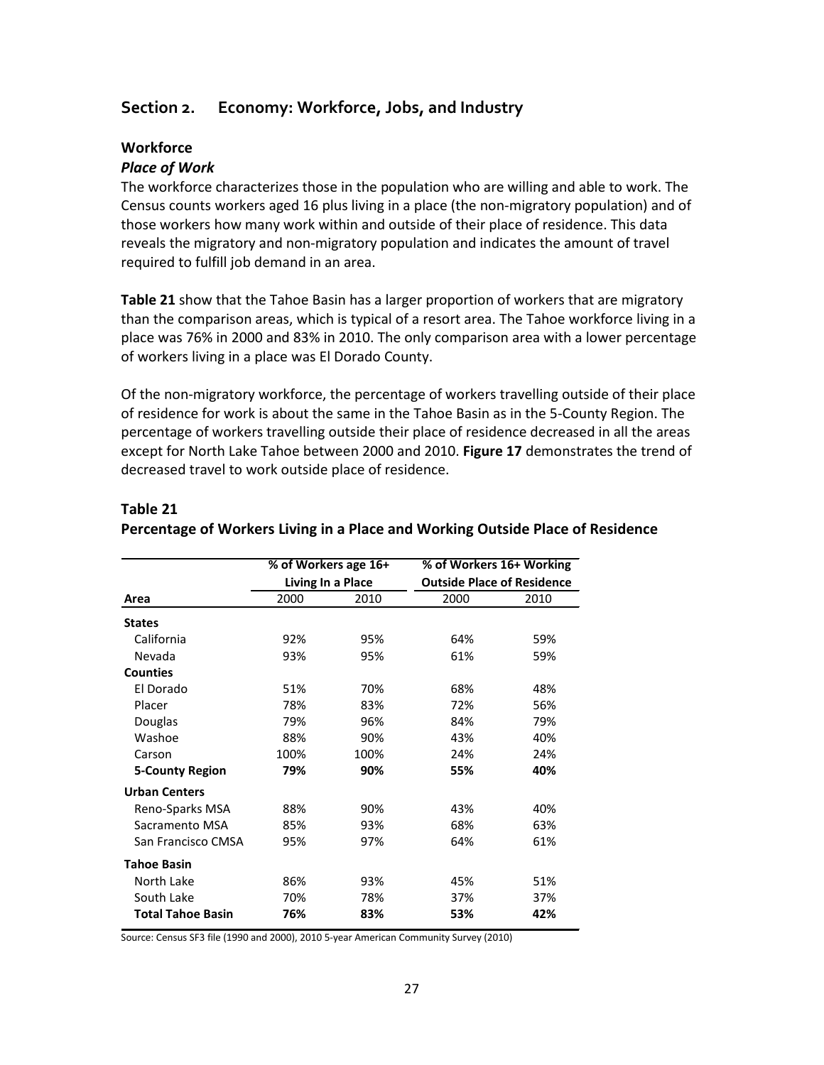## Section 2. Economy: Workforce, Jobs, and Industry

### Workforce

#### *Place of Work*

The workforce characterizes those in the population who are willing and able to work. The Census counts workers aged 16 plus living in a place (the non-migratory population) and of those workers how many work within and outside of their place of residence. This data reveals the migratory and non-migratory population and indicates the amount of travel required to fulfill job demand in an area.

**Table 21** show that the Tahoe Basin has a larger proportion of workers that are migratory than the comparison areas, which is typical of a resort area. The Tahoe workforce living in a place was 76% in 2000 and 83% in 2010. The only comparison area with a lower percentage of workers living in a place was El Dorado County.

Of the non-migratory workforce, the percentage of workers travelling outside of their place of residence for work is about the same in the Tahoe Basin as in the 5-County Region. The percentage of workers travelling outside their place of residence decreased in all the areas except for North Lake Tahoe between 2000 and 2010. **Figure 17** demonstrates the trend of decreased travel to work outside place of residence.

**Table 21**

**Percentage of Workers Living in a Place and Working Outside Place of Residence**

| | % of Workers age 16+ Living In a Place | | % of Workers 16+ Working Outside Place of Residence | |
|---|---|---|---|---|
| **Area** | 2000 | 2010 | 2000 | 2010 |
| **States** | | | | |
| California | 92% | 95% | 64% | 59% |
| Nevada | 93% | 95% | 61% | 59% |
| **Counties** | | | | |
| El Dorado | 51% | 70% | 68% | 48% |
| Placer | 78% | 83% | 72% | 56% |
| Douglas | 79% | 96% | 84% | 79% |
| Washoe | 88% | 90% | 43% | 40% |
| Carson | 100% | 100% | 24% | 24% |
| **5-County Region** | **79%** | **90%** | **55%** | **40%** |
| **Urban Centers** | | | | |
| Reno-Sparks MSA | 88% | 90% | 43% | 40% |
| Sacramento MSA | 85% | 93% | 68% | 63% |
| San Francisco CMSA | 95% | 97% | 64% | 61% |
| **Tahoe Basin** | | | | |
| North Lake | 86% | 93% | 45% | 51% |
| South Lake | 70% | 78% | 37% | 37% |
| **Total Tahoe Basin** | **76%** | **83%** | **53%** | **42%** |

Source: Census SF3 file (1990 and 2000), 2010 5-year American Community Survey (2010)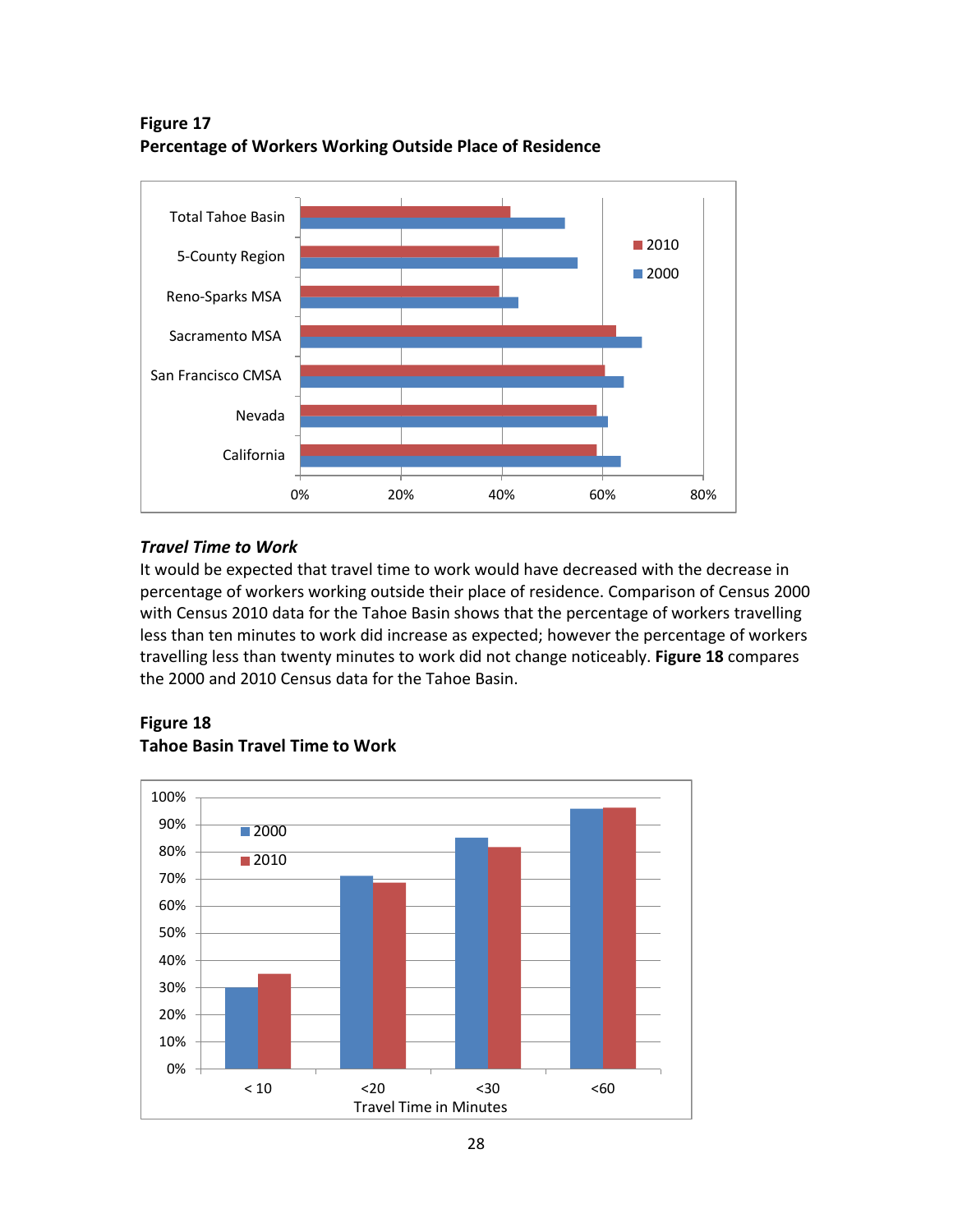**Figure 17**
**Percentage of Workers Working Outside Place of Residence**

***Travel Time to Work***

It would be expected that travel time to work would have decreased with the decrease in percentage of workers working outside their place of residence. Comparison of Census 2000 with Census 2010 data for the Tahoe Basin shows that the percentage of workers travelling less than ten minutes to work did increase as expected; however the percentage of workers travelling less than twenty minutes to work did not change noticeably. **Figure 18** compares the 2000 and 2010 Census data for the Tahoe Basin.

**Figure 18**
**Tahoe Basin Travel Time to Work**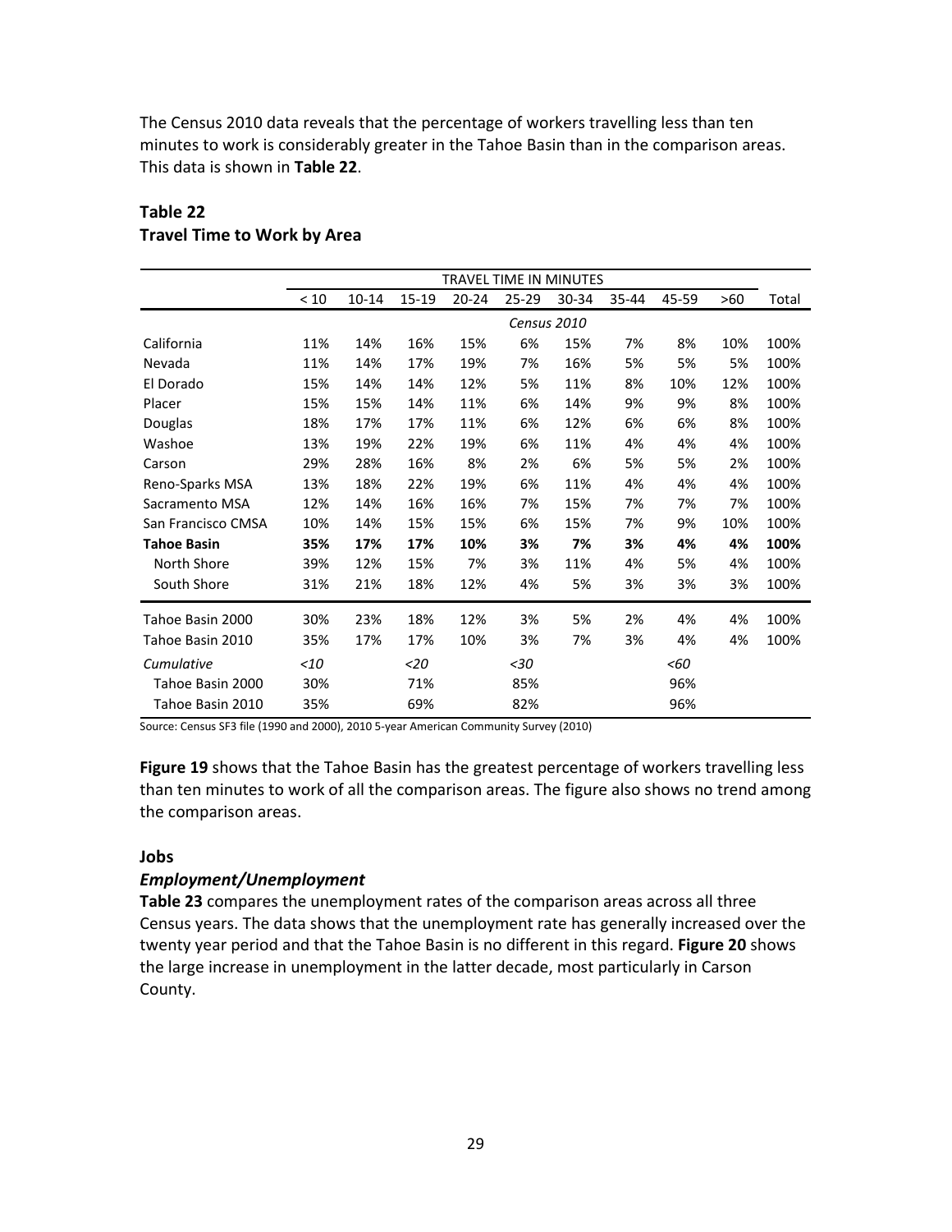The Census 2010 data reveals that the percentage of workers travelling less than ten minutes to work is considerably greater in the Tahoe Basin than in the comparison areas. This data is shown in **Table 22**.

**Table 22**
**Travel Time to Work by Area**

| | TRAVEL TIME IN MINUTES | | | | | | | | | |
|---|---|---|---|---|---|---|---|---|---|---|
| | < 10 | 10-14 | 15-19 | 20-24 | 25-29 | 30-34 | 35-44 | 45-59 | >60 | Total |
| | *Census 2010* | | | | | | | | | |
| California | 11% | 14% | 16% | 15% | 6% | 15% | 7% | 8% | 10% | 100% |
| Nevada | 11% | 14% | 17% | 19% | 7% | 16% | 5% | 5% | 5% | 100% |
| El Dorado | 15% | 14% | 14% | 12% | 5% | 11% | 8% | 10% | 12% | 100% |
| Placer | 15% | 15% | 14% | 11% | 6% | 14% | 9% | 9% | 8% | 100% |
| Douglas | 18% | 17% | 17% | 11% | 6% | 12% | 6% | 6% | 8% | 100% |
| Washoe | 13% | 19% | 22% | 19% | 6% | 11% | 4% | 4% | 4% | 100% |
| Carson | 29% | 28% | 16% | 8% | 2% | 6% | 5% | 5% | 2% | 100% |
| Reno-Sparks MSA | 13% | 18% | 22% | 19% | 6% | 11% | 4% | 4% | 4% | 100% |
| Sacramento MSA | 12% | 14% | 16% | 16% | 7% | 15% | 7% | 7% | 7% | 100% |
| San Francisco CMSA | 10% | 14% | 15% | 15% | 6% | 15% | 7% | 9% | 10% | 100% |
| **Tahoe Basin** | **35%** | **17%** | **17%** | **10%** | **3%** | **7%** | **3%** | **4%** | **4%** | **100%** |
| North Shore | 39% | 12% | 15% | 7% | 3% | 11% | 4% | 5% | 4% | 100% |
| South Shore | 31% | 21% | 18% | 12% | 4% | 5% | 3% | 3% | 3% | 100% |
| Tahoe Basin 2000 | 30% | 23% | 18% | 12% | 3% | 5% | 2% | 4% | 4% | 100% |
| Tahoe Basin 2010 | 35% | 17% | 17% | 10% | 3% | 7% | 3% | 4% | 4% | 100% |
| *Cumulative* | *<10* | | *<20* | | *<30* | | | *<60* | | |
| Tahoe Basin 2000 | 30% | | 71% | | 85% | | | 96% | | |
| Tahoe Basin 2010 | 35% | | 69% | | 82% | | | 96% | | |

Source: Census SF3 file (1990 and 2000), 2010 5-year American Community Survey (2010)

**Figure 19** shows that the Tahoe Basin has the greatest percentage of workers travelling less than ten minutes to work of all the comparison areas. The figure also shows no trend among the comparison areas.

### Jobs

#### *Employment/Unemployment*

**Table 23** compares the unemployment rates of the comparison areas across all three Census years. The data shows that the unemployment rate has generally increased over the twenty year period and that the Tahoe Basin is no different in this regard. **Figure 20** shows the large increase in unemployment in the latter decade, most particularly in Carson County.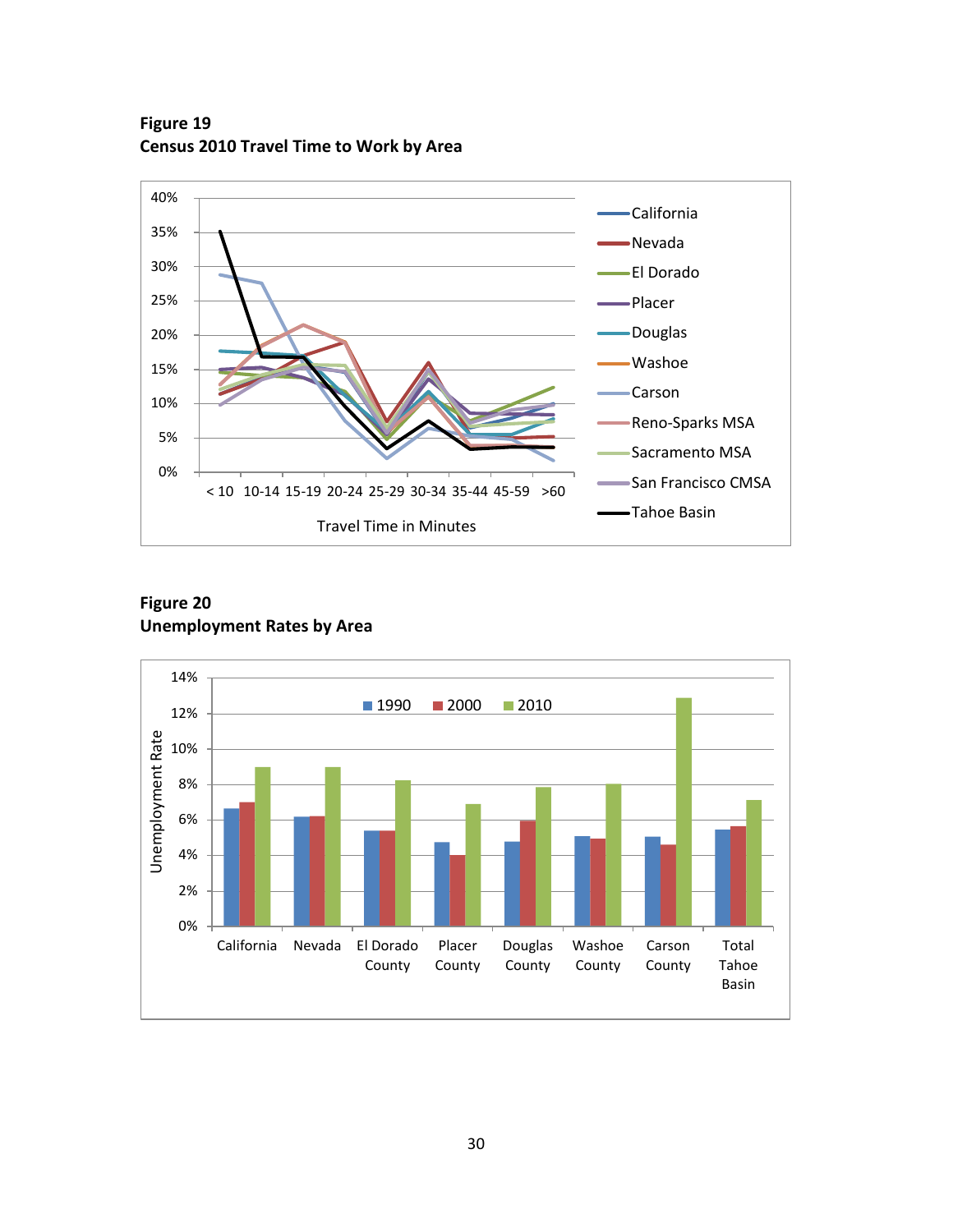**Figure 19**
**Census 2010 Travel Time to Work by Area**

**Figure 20**
**Unemployment Rates by Area**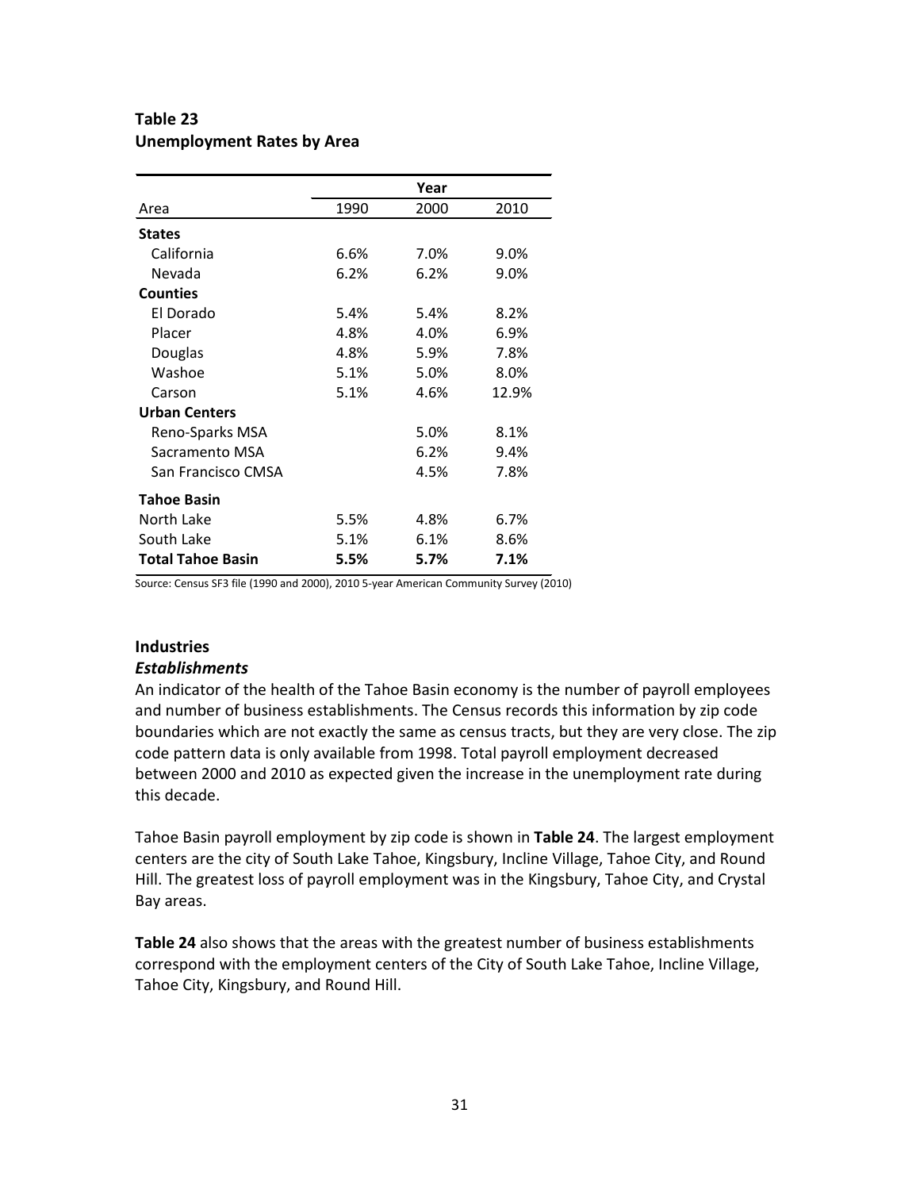**Table 23**
**Unemployment Rates by Area**

| | Year | | |
|---|---|---|---|
| Area | 1990 | 2000 | 2010 |
| **States** | | | |
| California | 6.6% | 7.0% | 9.0% |
| Nevada | 6.2% | 6.2% | 9.0% |
| **Counties** | | | |
| El Dorado | 5.4% | 5.4% | 8.2% |
| Placer | 4.8% | 4.0% | 6.9% |
| Douglas | 4.8% | 5.9% | 7.8% |
| Washoe | 5.1% | 5.0% | 8.0% |
| Carson | 5.1% | 4.6% | 12.9% |
| **Urban Centers** | | | |
| Reno-Sparks MSA | | 5.0% | 8.1% |
| Sacramento MSA | | 6.2% | 9.4% |
| San Francisco CMSA | | 4.5% | 7.8% |
| **Tahoe Basin** | | | |
| North Lake | 5.5% | 4.8% | 6.7% |
| South Lake | 5.1% | 6.1% | 8.6% |
| **Total Tahoe Basin** | **5.5%** | **5.7%** | **7.1%** |

Source: Census SF3 file (1990 and 2000), 2010 5-year American Community Survey (2010)

## Industries

### *Establishments*

An indicator of the health of the Tahoe Basin economy is the number of payroll employees and number of business establishments. The Census records this information by zip code boundaries which are not exactly the same as census tracts, but they are very close. The zip code pattern data is only available from 1998. Total payroll employment decreased between 2000 and 2010 as expected given the increase in the unemployment rate during this decade.

Tahoe Basin payroll employment by zip code is shown in **Table 24**. The largest employment centers are the city of South Lake Tahoe, Kingsbury, Incline Village, Tahoe City, and Round Hill. The greatest loss of payroll employment was in the Kingsbury, Tahoe City, and Crystal Bay areas.

**Table 24** also shows that the areas with the greatest number of business establishments correspond with the employment centers of the City of South Lake Tahoe, Incline Village, Tahoe City, Kingsbury, and Round Hill.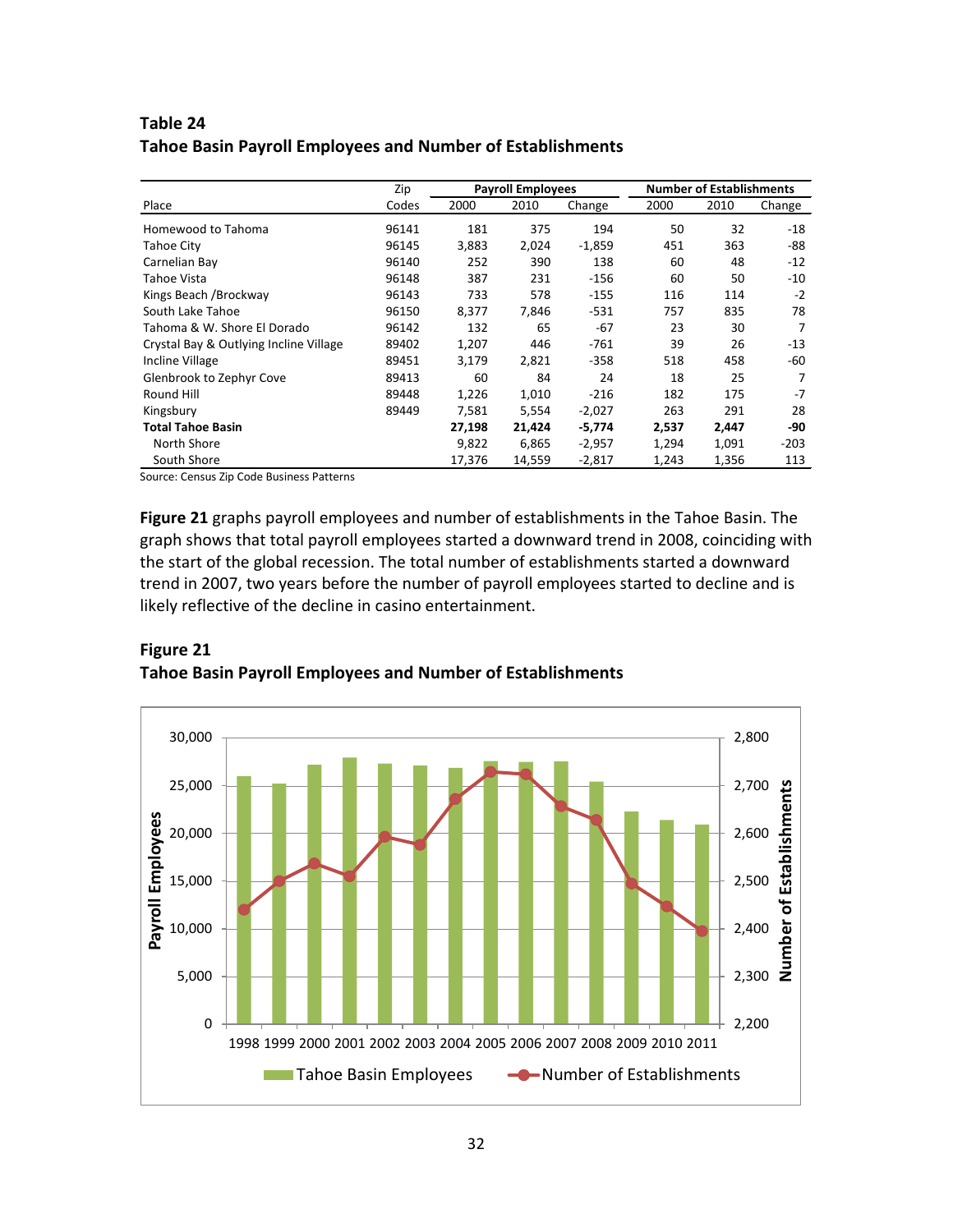**Table 24**
**Tahoe Basin Payroll Employees and Number of Establishments**

| Place | Zip Codes | Payroll Employees | | | Number of Establishments | | |
|---|---|---|---|---|---|---|---|
| | | 2000 | 2010 | Change | 2000 | 2010 | Change |
| Homewood to Tahoma | 96141 | 181 | 375 | 194 | 50 | 32 | -18 |
| Tahoe City | 96145 | 3,883 | 2,024 | -1,859 | 451 | 363 | -88 |
| Carnelian Bay | 96140 | 252 | 390 | 138 | 60 | 48 | -12 |
| Tahoe Vista | 96148 | 387 | 231 | -156 | 60 | 50 | -10 |
| Kings Beach /Brockway | 96143 | 733 | 578 | -155 | 116 | 114 | -2 |
| South Lake Tahoe | 96150 | 8,377 | 7,846 | -531 | 757 | 835 | 78 |
| Tahoma & W. Shore El Dorado | 96142 | 132 | 65 | -67 | 23 | 30 | 7 |
| Crystal Bay & Outlying Incline Village | 89402 | 1,207 | 446 | -761 | 39 | 26 | -13 |
| Incline Village | 89451 | 3,179 | 2,821 | -358 | 518 | 458 | -60 |
| Glenbrook to Zephyr Cove | 89413 | 60 | 84 | 24 | 18 | 25 | 7 |
| Round Hill | 89448 | 1,226 | 1,010 | -216 | 182 | 175 | -7 |
| Kingsbury | 89449 | 7,581 | 5,554 | -2,027 | 263 | 291 | 28 |
| **Total Tahoe Basin** | | **27,198** | **21,424** | **-5,774** | **2,537** | **2,447** | **-90** |
| North Shore | | 9,822 | 6,865 | -2,957 | 1,294 | 1,091 | -203 |
| South Shore | | 17,376 | 14,559 | -2,817 | 1,243 | 1,356 | 113 |

Source: Census Zip Code Business Patterns

**Figure 21** graphs payroll employees and number of establishments in the Tahoe Basin. The graph shows that total payroll employees started a downward trend in 2008, coinciding with the start of the global recession. The total number of establishments started a downward trend in 2007, two years before the number of payroll employees started to decline and is likely reflective of the decline in casino entertainment.

**Figure 21**
**Tahoe Basin Payroll Employees and Number of Establishments**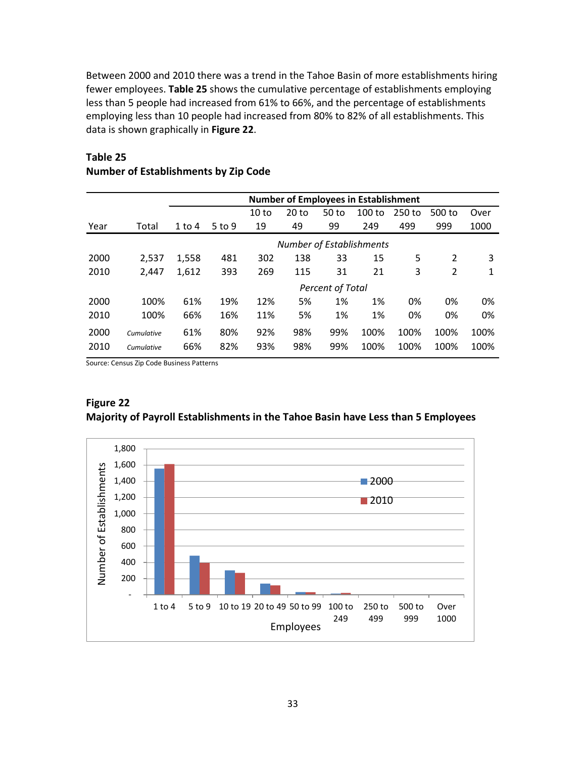Between 2000 and 2010 there was a trend in the Tahoe Basin of more establishments hiring fewer employees. **Table 25** shows the cumulative percentage of establishments employing less than 5 people had increased from 61% to 66%, and the percentage of establishments employing less than 10 people had increased from 80% to 82% of all establishments. This data is shown graphically in **Figure 22**.

**Table 25**
**Number of Establishments by Zip Code**

| | | **Number of Employees in Establishment** | | | | | | | | |
|---|---|---|---|---|---|---|---|---|---|---|
| Year | Total | 1 to 4 | 5 to 9 | 10 to 19 | 20 to 49 | 50 to 99 | 100 to 249 | 250 to 499 | 500 to 999 | Over 1000 |
| | | | | | *Number of Establishments* | | | | | |
| 2000 | 2,537 | 1,558 | 481 | 302 | 138 | 33 | 15 | 5 | 2 | 3 |
| 2010 | 2,447 | 1,612 | 393 | 269 | 115 | 31 | 21 | 3 | 2 | 1 |
| | | | | | *Percent of Total* | | | | | |
| 2000 | 100% | 61% | 19% | 12% | 5% | 1% | 1% | 0% | 0% | 0% |
| 2010 | 100% | 66% | 16% | 11% | 5% | 1% | 1% | 0% | 0% | 0% |
| 2000 | *Cumulative* | 61% | 80% | 92% | 98% | 99% | 100% | 100% | 100% | 100% |
| 2010 | *Cumulative* | 66% | 82% | 93% | 98% | 99% | 100% | 100% | 100% | 100% |

Source: Census Zip Code Business Patterns

**Figure 22**
**Majority of Payroll Establishments in the Tahoe Basin have Less than 5 Employees**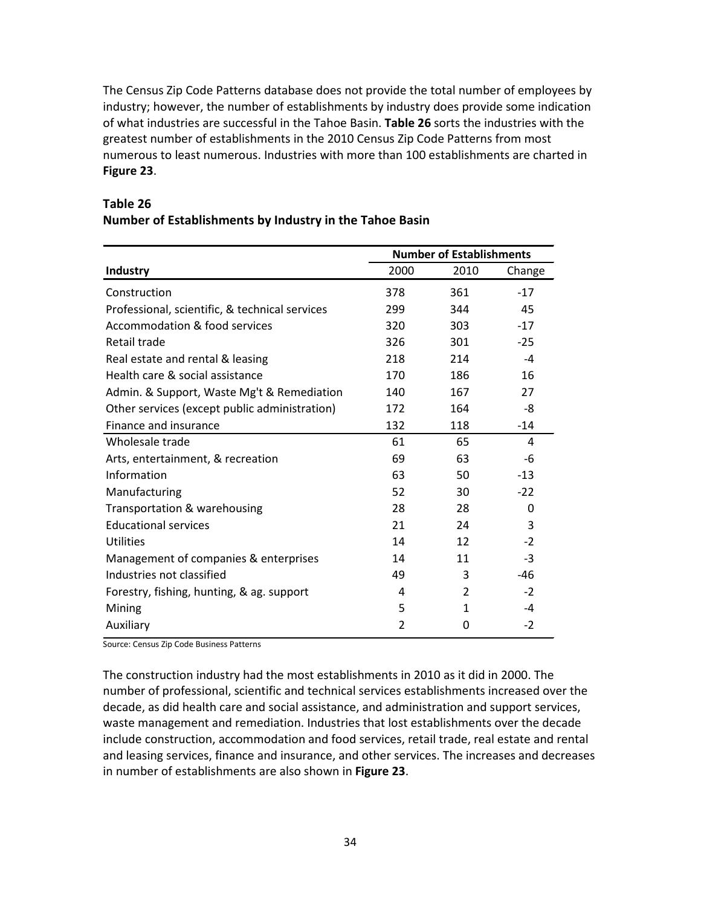The Census Zip Code Patterns database does not provide the total number of employees by industry; however, the number of establishments by industry does provide some indication of what industries are successful in the Tahoe Basin. **Table 26** sorts the industries with the greatest number of establishments in the 2010 Census Zip Code Patterns from most numerous to least numerous. Industries with more than 100 establishments are charted in **Figure 23**.

**Table 26**
**Number of Establishments by Industry in the Tahoe Basin**

| | Number of Establishments | | |
|---|---|---|---|
| **Industry** | 2000 | 2010 | Change |
| Construction | 378 | 361 | -17 |
| Professional, scientific, & technical services | 299 | 344 | 45 |
| Accommodation & food services | 320 | 303 | -17 |
| Retail trade | 326 | 301 | -25 |
| Real estate and rental & leasing | 218 | 214 | -4 |
| Health care & social assistance | 170 | 186 | 16 |
| Admin. & Support, Waste Mg't & Remediation | 140 | 167 | 27 |
| Other services (except public administration) | 172 | 164 | -8 |
| Finance and insurance | 132 | 118 | -14 |
| Wholesale trade | 61 | 65 | 4 |
| Arts, entertainment, & recreation | 69 | 63 | -6 |
| Information | 63 | 50 | -13 |
| Manufacturing | 52 | 30 | -22 |
| Transportation & warehousing | 28 | 28 | 0 |
| Educational services | 21 | 24 | 3 |
| Utilities | 14 | 12 | -2 |
| Management of companies & enterprises | 14 | 11 | -3 |
| Industries not classified | 49 | 3 | -46 |
| Forestry, fishing, hunting, & ag. support | 4 | 2 | -2 |
| Mining | 5 | 1 | -4 |
| Auxiliary | 2 | 0 | -2 |

Source: Census Zip Code Business Patterns

The construction industry had the most establishments in 2010 as it did in 2000. The number of professional, scientific and technical services establishments increased over the decade, as did health care and social assistance, and administration and support services, waste management and remediation. Industries that lost establishments over the decade include construction, accommodation and food services, retail trade, real estate and rental and leasing services, finance and insurance, and other services. The increases and decreases in number of establishments are also shown in **Figure 23**.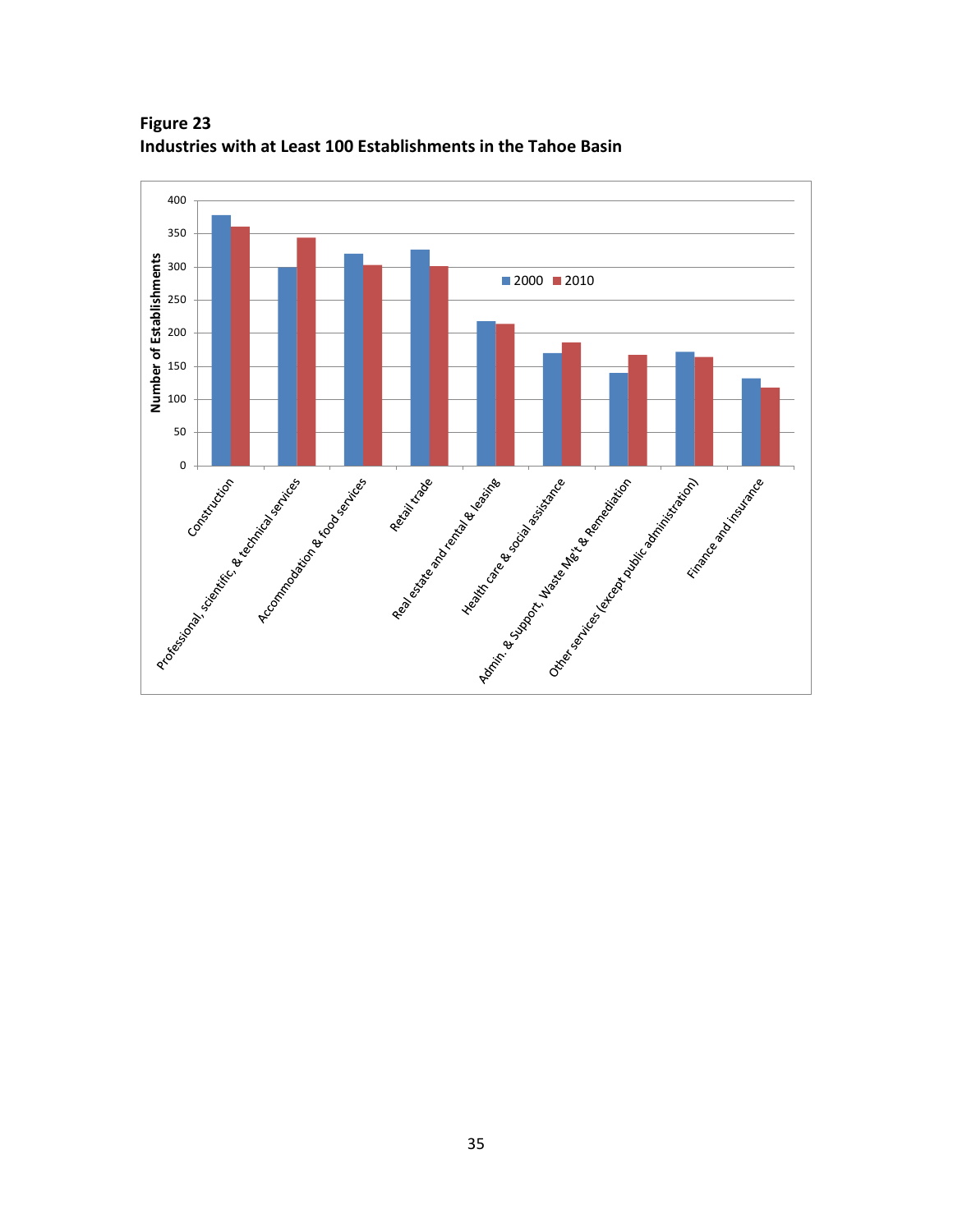**Figure 23**
**Industries with at Least 100 Establishments in the Tahoe Basin**

Number of Establishments

400
350
300
250
200
150
100
50
0

2000
2010

Construction
Professional, scientific, & technical services
Accommodation & food services
Retail trade
Real estate and rental & leasing
Health care & social assistance
Admin. & Support, Waste Mg't & Remediation
Other services (except public administration)
Finance and insurance